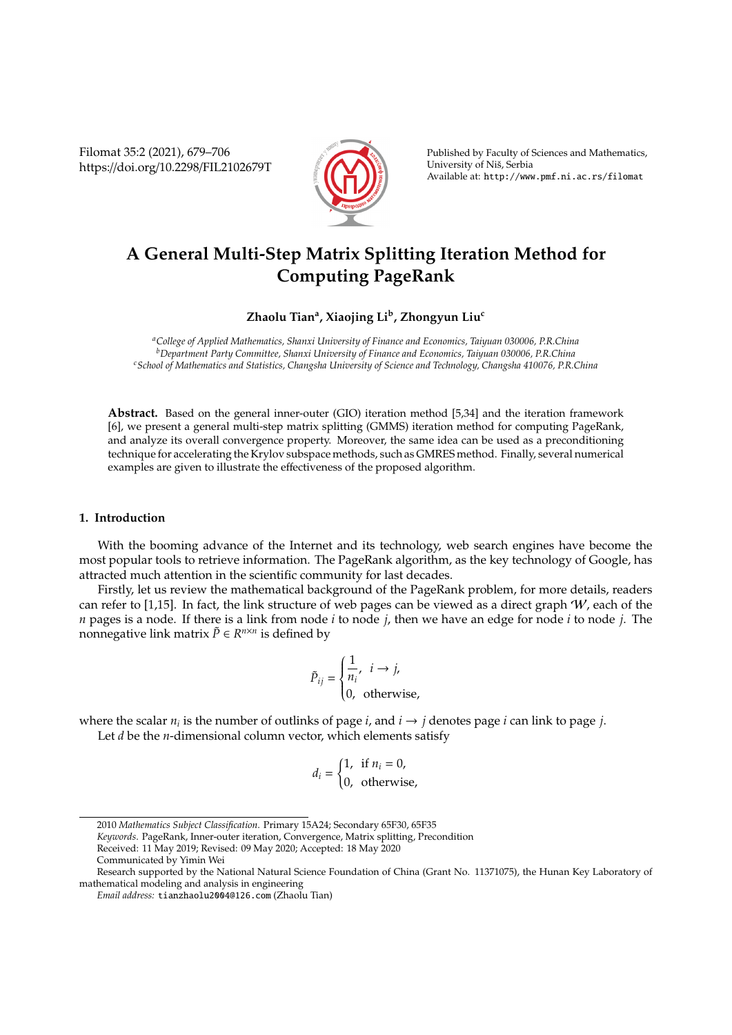# A General Multi-Step Matrix Splitting Iteration Method for Computing PageRank

**Zhaolu Tian[a], Xiaojing Li[b], Zhongyun Liu[c]**

[a]*College of Applied Mathematics, Shanxi University of Finance and Economics, Taiyuan 030006, P.R.China*
[b]*Department Party Committee, Shanxi University of Finance and Economics, Taiyuan 030006, P.R.China*
[c]*School of Mathematics and Statistics, Changsha University of Science and Technology, Changsha 410076, P.R.China*

**Abstract.** Based on the general inner-outer (GIO) iteration method [5,34] and the iteration framework [6], we present a general multi-step matrix splitting (GMMS) iteration method for computing PageRank, and analyze its overall convergence property. Moreover, the same idea can be used as a preconditioning technique for accelerating the Krylov subspace methods, such as GMRES method. Finally, several numerical examples are given to illustrate the effectiveness of the proposed algorithm.

## 1. Introduction

With the booming advance of the Internet and its technology, web search engines have become the most popular tools to retrieve information. The PageRank algorithm, as the key technology of Google, has attracted much attention in the scientific community for last decades.

Firstly, let us review the mathematical background of the PageRank problem, for more details, readers can refer to [1,15]. In fact, the link structure of web pages can be viewed as a direct graph $\mathcal{W}$, each of the $n$ pages is a node. If there is a link from node $i$ to node $j$, then we have an edge for node $i$ to node $j$. The nonnegative link matrix $\tilde{P} \in R^{n\times n}$ is defined by

$$\tilde{P}_{ij} = \begin{cases} \dfrac{1}{n_i}, & i \to j, \\ 0, & \text{otherwise}, \end{cases}$$

where the scalar $n_i$ is the number of outlinks of page $i$, and $i \to j$ denotes page $i$ can link to page $j$.

Let $d$ be the $n$-dimensional column vector, which elements satisfy

$$d_i = \begin{cases} 1, & \text{if } n_i = 0, \\ 0, & \text{otherwise}, \end{cases}$$

---

2010 *Mathematics Subject Classification*. Primary 15A24; Secondary 65F30, 65F35

*Keywords*. PageRank, Inner-outer iteration, Convergence, Matrix splitting, Precondition

Received: 11 May 2019; Revised: 09 May 2020; Accepted: 18 May 2020

Communicated by Yimin Wei

Research supported by the National Natural Science Foundation of China (Grant No. 11371075), the Hunan Key Laboratory of mathematical modeling and analysis in engineering

*Email address:* tianzhaolu2004@126.com (Zhaolu Tian)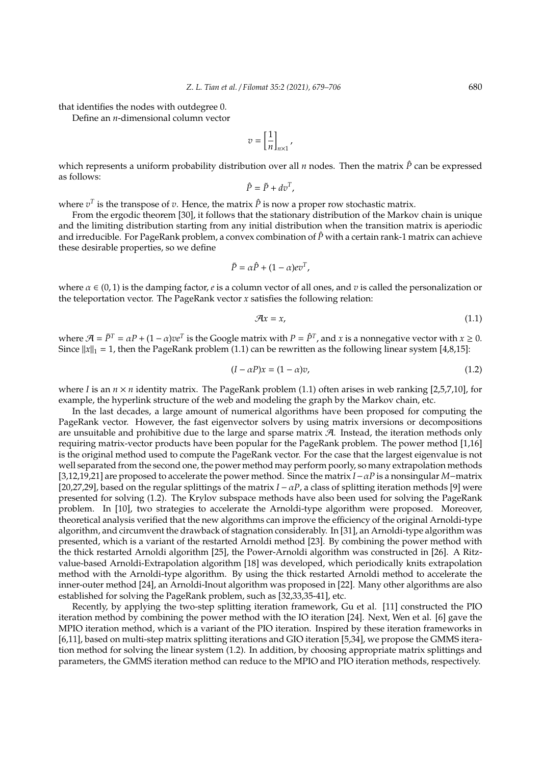that identifies the nodes with outdegree 0.

Define an $n$-dimensional column vector

$$v = \left[\frac{1}{n}\right]_{n\times 1},$$

which represents a uniform probability distribution over all $n$ nodes. Then the matrix $\hat{P}$ can be expressed as follows:

$$\hat{P} = \tilde{P} + dv^T,$$

where $v^T$ is the transpose of $v$. Hence, the matrix $\hat{P}$ is now a proper row stochastic matrix.

From the ergodic theorem [30], it follows that the stationary distribution of the Markov chain is unique and the limiting distribution starting from any initial distribution when the transition matrix is aperiodic and irreducible. For PageRank problem, a convex combination of $\hat{P}$ with a certain rank-1 matrix can achieve these desirable properties, so we define

$$\bar{P} = \alpha\hat{P} + (1-\alpha)ev^T,$$

where $\alpha \in (0, 1)$ is the damping factor, $e$ is a column vector of all ones, and $v$ is called the personalization or the teleportation vector. The PageRank vector $x$ satisfies the following relation:

$$\mathcal{A}x = x, \tag{1.1}$$

where $\mathcal{A} = \bar{P}^T = \alpha P + (1-\alpha)ve^T$ is the Google matrix with $P = \hat{P}^T$, and $x$ is a nonnegative vector with $x \geq 0$. Since $\|x\|_1 = 1$, then the PageRank problem (1.1) can be rewritten as the following linear system [4,8,15]:

$$(I - \alpha P)x = (1-\alpha)v, \tag{1.2}$$

where $I$ is an $n \times n$ identity matrix. The PageRank problem (1.1) often arises in web ranking [2,5,7,10], for example, the hyperlink structure of the web and modeling the graph by the Markov chain, etc.

In the last decades, a large amount of numerical algorithms have been proposed for computing the PageRank vector. However, the fast eigenvector solvers by using matrix inversions or decompositions are unsuitable and prohibitive due to the large and sparse matrix $\mathcal{A}$. Instead, the iteration methods only requiring matrix-vector products have been popular for the PageRank problem. The power method [1,16] is the original method used to compute the PageRank vector. For the case that the largest eigenvalue is not well separated from the second one, the power method may perform poorly, so many extrapolation methods [3,12,19,21] are proposed to accelerate the power method. Since the matrix $I-\alpha P$ is a nonsingular $M$−matrix [20,27,29], based on the regular splittings of the matrix $I - \alpha P$, a class of splitting iteration methods [9] were presented for solving (1.2). The Krylov subspace methods have also been used for solving the PageRank problem. In [10], two strategies to accelerate the Arnoldi-type algorithm were proposed. Moreover, theoretical analysis verified that the new algorithms can improve the efficiency of the original Arnoldi-type algorithm, and circumvent the drawback of stagnation considerably. In [31], an Arnoldi-type algorithm was presented, which is a variant of the restarted Arnoldi method [23]. By combining the power method with the thick restarted Arnoldi algorithm [25], the Power-Arnoldi algorithm was constructed in [26]. A Ritz-value-based Arnoldi-Extrapolation algorithm [18] was developed, which periodically knits extrapolation method with the Arnoldi-type algorithm. By using the thick restarted Arnoldi method to accelerate the inner-outer method [24], an Arnoldi-Inout algorithm was proposed in [22]. Many other algorithms are also established for solving the PageRank problem, such as [32,33,35-41], etc.

Recently, by applying the two-step splitting iteration framework, Gu et al. [11] constructed the PIO iteration method by combining the power method with the IO iteration [24]. Next, Wen et al. [6] gave the MPIO iteration method, which is a variant of the PIO iteration. Inspired by these iteration frameworks in [6,11], based on multi-step matrix splitting iterations and GIO iteration [5,34], we propose the GMMS iteration method for solving the linear system (1.2). In addition, by choosing appropriate matrix splittings and parameters, the GMMS iteration method can reduce to the MPIO and PIO iteration methods, respectively.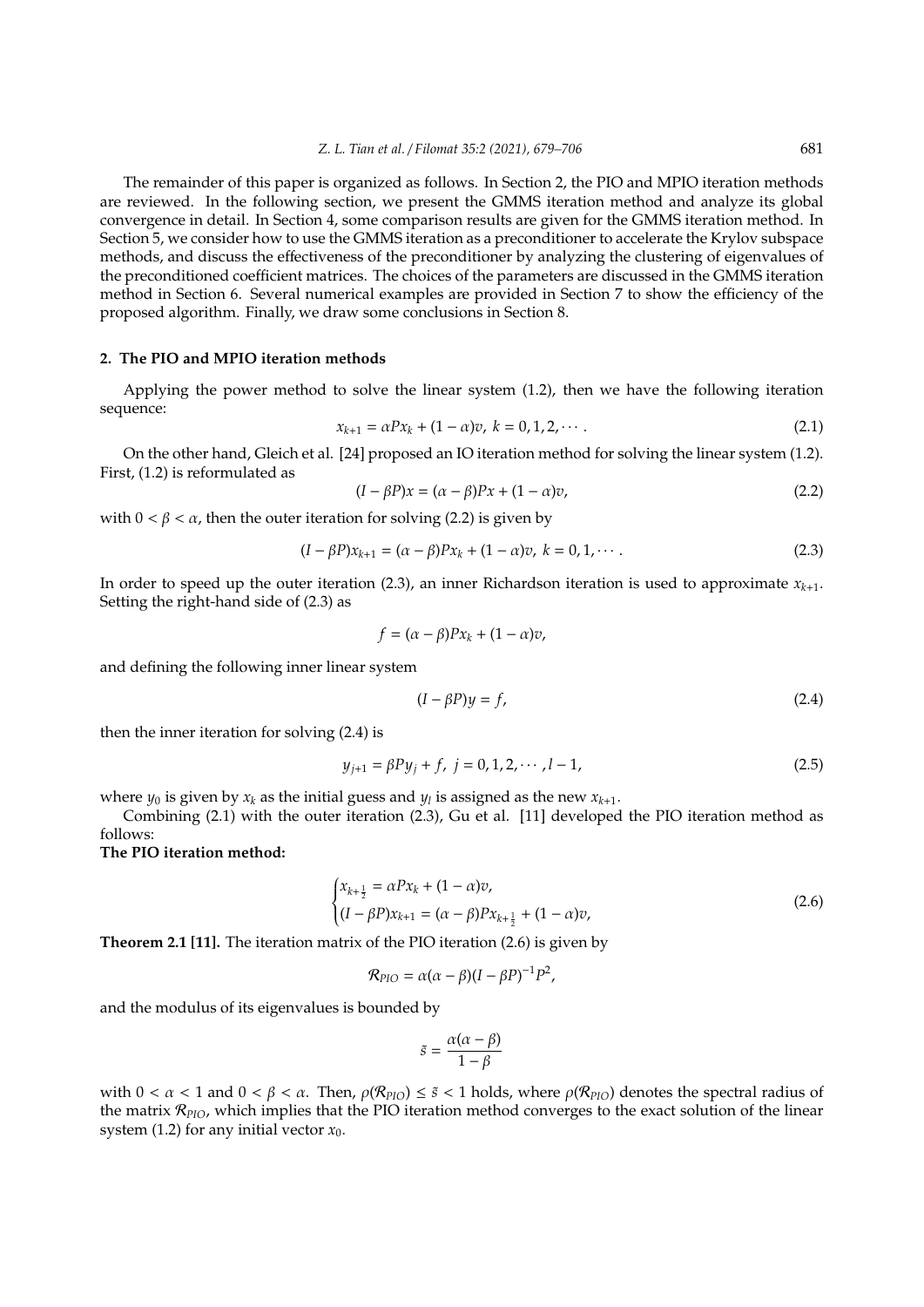The remainder of this paper is organized as follows. In Section 2, the PIO and MPIO iteration methods are reviewed. In the following section, we present the GMMS iteration method and analyze its global convergence in detail. In Section 4, some comparison results are given for the GMMS iteration method. In Section 5, we consider how to use the GMMS iteration as a preconditioner to accelerate the Krylov subspace methods, and discuss the effectiveness of the preconditioner by analyzing the clustering of eigenvalues of the preconditioned coefficient matrices. The choices of the parameters are discussed in the GMMS iteration method in Section 6. Several numerical examples are provided in Section 7 to show the efficiency of the proposed algorithm. Finally, we draw some conclusions in Section 8.

## 2. The PIO and MPIO iteration methods

Applying the power method to solve the linear system (1.2), then we have the following iteration sequence:

$$x_{k+1} = \alpha P x_k + (1-\alpha)v, \; k = 0, 1, 2, \cdots . \tag{2.1}$$

On the other hand, Gleich et al. [24] proposed an IO iteration method for solving the linear system (1.2). First, (1.2) is reformulated as

$$(I - \beta P)x = (\alpha - \beta)Px + (1-\alpha)v, \tag{2.2}$$

with $0 < \beta < \alpha$, then the outer iteration for solving (2.2) is given by

$$(I - \beta P)x_{k+1} = (\alpha - \beta)Px_k + (1-\alpha)v, \; k = 0, 1, \cdots . \tag{2.3}$$

In order to speed up the outer iteration (2.3), an inner Richardson iteration is used to approximate $x_{k+1}$. Setting the right-hand side of (2.3) as

$$f = (\alpha - \beta)Px_k + (1-\alpha)v,$$

and defining the following inner linear system

$$(I - \beta P)y = f, \tag{2.4}$$

then the inner iteration for solving (2.4) is

$$y_{j+1} = \beta P y_j + f, \; j = 0, 1, 2, \cdots , l-1, \tag{2.5}$$

where $y_0$ is given by $x_k$ as the initial guess and $y_l$ is assigned as the new $x_{k+1}$.

Combining (2.1) with the outer iteration (2.3), Gu et al. [11] developed the PIO iteration method as follows:

**The PIO iteration method:**

$$\begin{cases} x_{k+\frac{1}{2}} = \alpha P x_k + (1-\alpha)v, \\ (I - \beta P)x_{k+1} = (\alpha - \beta)Px_{k+\frac{1}{2}} + (1-\alpha)v, \end{cases} \tag{2.6}$$

**Theorem 2.1 [11].** The iteration matrix of the PIO iteration (2.6) is given by

$$\mathcal{R}_{PIO} = \alpha(\alpha - \beta)(I - \beta P)^{-1}P^2,$$

and the modulus of its eigenvalues is bounded by

$$\tilde{s} = \frac{\alpha(\alpha - \beta)}{1 - \beta}$$

with $0 < \alpha < 1$ and $0 < \beta < \alpha$. Then, $\rho(\mathcal{R}_{PIO}) \leq \tilde{s} < 1$ holds, where $\rho(\mathcal{R}_{PIO})$ denotes the spectral radius of the matrix $\mathcal{R}_{PIO}$, which implies that the PIO iteration method converges to the exact solution of the linear system (1.2) for any initial vector $x_0$.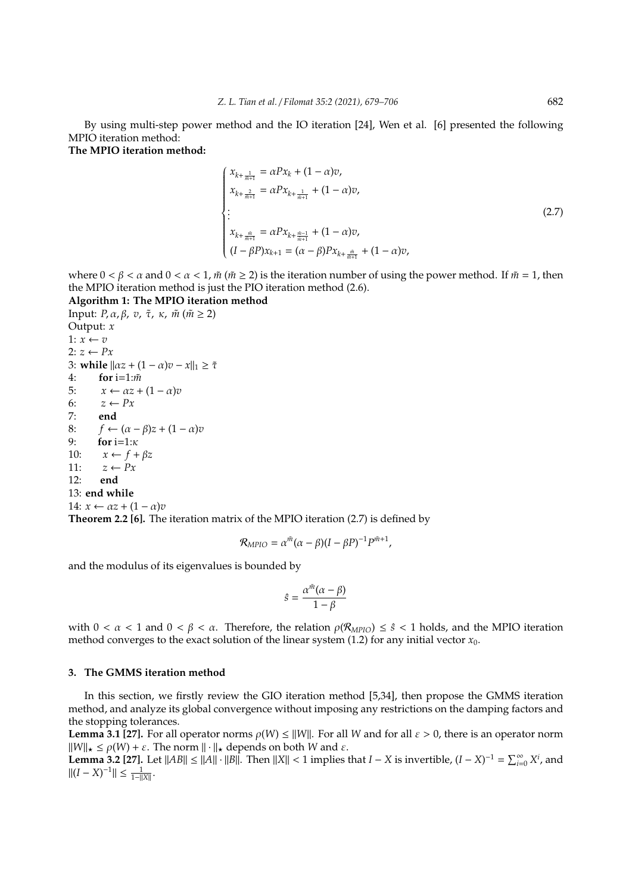By using multi-step power method and the IO iteration [24], Wen et al. [6] presented the following MPIO iteration method:

**The MPIO iteration method:**

$$\begin{cases} x_{k+\frac{1}{\bar{m}+1}} = \alpha P x_k + (1-\alpha)v, \\ x_{k+\frac{2}{\bar{m}+1}} = \alpha P x_{k+\frac{1}{\bar{m}+1}} + (1-\alpha)v, \\ \vdots \\ x_{k+\frac{\bar{m}}{\bar{m}+1}} = \alpha P x_{k+\frac{\bar{m}-1}{\bar{m}+1}} + (1-\alpha)v, \\ (I-\beta P)x_{k+1} = (\alpha-\beta)P x_{k+\frac{\bar{m}}{\bar{m}+1}} + (1-\alpha)v, \end{cases} \tag{2.7}$$

where $0 < \beta < \alpha$ and $0 < \alpha < 1$, $\bar{m}$ ($\bar{m} \geq 2$) is the iteration number of using the power method. If $\bar{m} = 1$, then the MPIO iteration method is just the PIO iteration method (2.6).

**Algorithm 1: The MPIO iteration method**

Input: $P, \alpha, \beta, v, \tilde{\tau}, \kappa, \bar{m}$ ($\bar{m} \geq 2$)
Output: $x$
1: $x \leftarrow v$
2: $z \leftarrow Px$
3: **while** $\|\alpha z + (1-\alpha)v - x\|_1 \geq \tilde{\tau}$
4: **for** i=1:$\bar{m}$
5: $x \leftarrow \alpha z + (1-\alpha)v$
6: $z \leftarrow Px$
7: **end**
8: $f \leftarrow (\alpha-\beta)z + (1-\alpha)v$
9: **for** i=1:$\kappa$
10: $x \leftarrow f + \beta z$
11: $z \leftarrow Px$
12: **end**
13: **end while**
14: $x \leftarrow \alpha z + (1-\alpha)v$

**Theorem 2.2 [6].** The iteration matrix of the MPIO iteration (2.7) is defined by

$$\mathcal{R}_{MPIO} = \alpha^{\bar{m}}(\alpha-\beta)(I-\beta P)^{-1}P^{\bar{m}+1},$$

and the modulus of its eigenvalues is bounded by

$$\hat{s} = \frac{\alpha^{\bar{m}}(\alpha-\beta)}{1-\beta}$$

with $0 < \alpha < 1$ and $0 < \beta < \alpha$. Therefore, the relation $\rho(\mathcal{R}_{MPIO}) \leq \hat{s} < 1$ holds, and the MPIO iteration method converges to the exact solution of the linear system (1.2) for any initial vector $x_0$.

## 3. The GMMS iteration method

In this section, we firstly review the GIO iteration method [5,34], then propose the GMMS iteration method, and analyze its global convergence without imposing any restrictions on the damping factors and the stopping tolerances.

**Lemma 3.1 [27].** For all operator norms $\rho(W) \leq \|W\|$. For all $W$ and for all $\varepsilon > 0$, there is an operator norm $\|W\|_\star \leq \rho(W) + \varepsilon$. The norm $\|\cdot\|_\star$ depends on both $W$ and $\varepsilon$.

**Lemma 3.2 [27].** Let $\|AB\| \leq \|A\| \cdot \|B\|$. Then $\|X\| < 1$ implies that $I - X$ is invertible, $(I-X)^{-1} = \sum_{i=0}^{\infty} X^i$, and $\|(I-X)^{-1}\| \leq \frac{1}{1-\|X\|}$.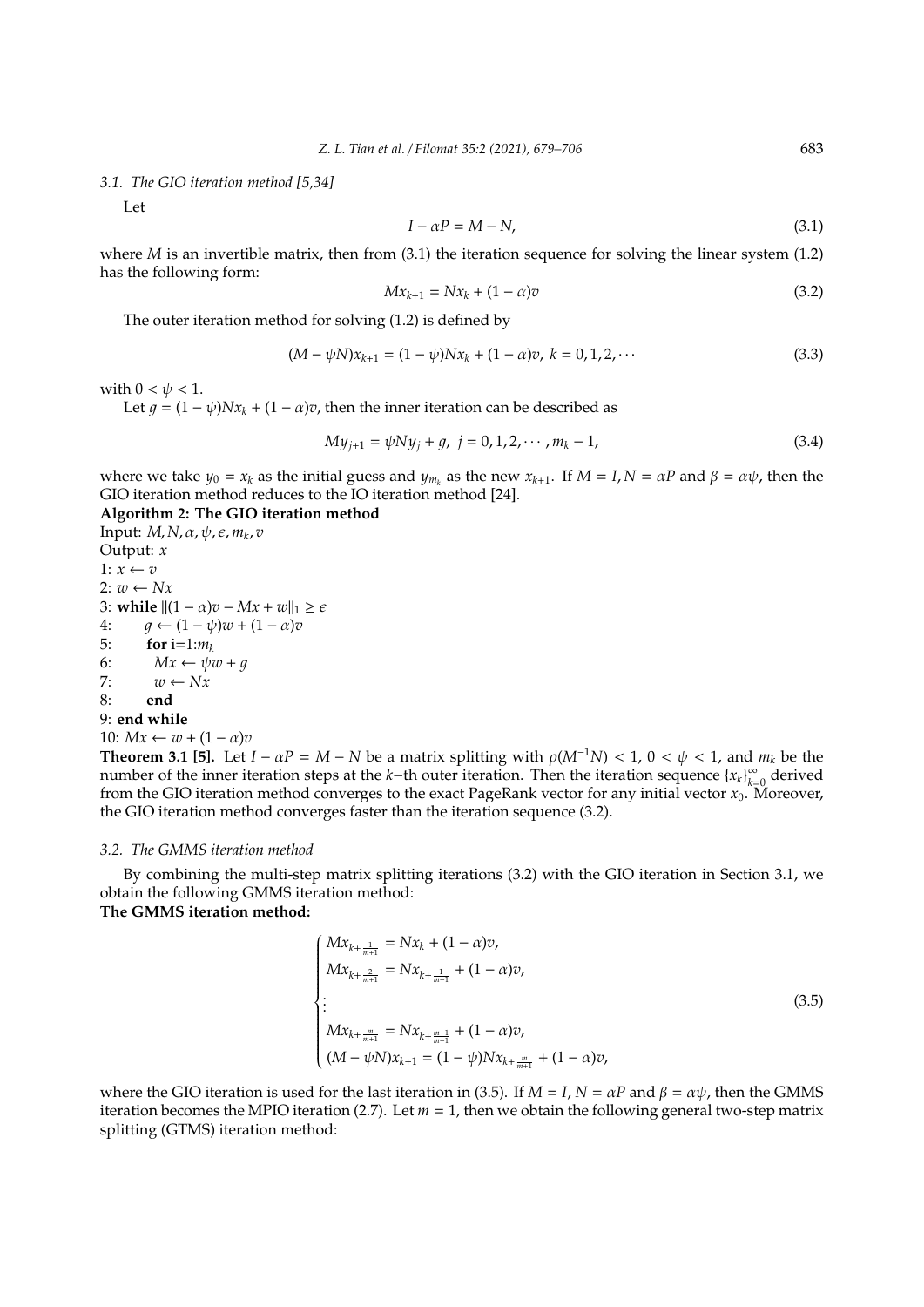*3.1. The GIO iteration method [5,34]*

Let

$$I - \alpha P = M - N, \tag{3.1}$$

where $M$ is an invertible matrix, then from (3.1) the iteration sequence for solving the linear system (1.2) has the following form:

$$Mx_{k+1} = Nx_k + (1-\alpha)v \tag{3.2}$$

The outer iteration method for solving (1.2) is defined by

$$(M - \psi N)x_{k+1} = (1-\psi)Nx_k + (1-\alpha)v, \ k = 0, 1, 2, \cdots \tag{3.3}$$

with $0 < \psi < 1$.

Let $g = (1-\psi)Nx_k + (1-\alpha)v$, then the inner iteration can be described as

$$My_{j+1} = \psi Ny_j + g, \ j = 0, 1, 2, \cdots, m_k - 1, \tag{3.4}$$

where we take $y_0 = x_k$ as the initial guess and $y_{m_k}$ as the new $x_{k+1}$. If $M = I, N = \alpha P$ and $\beta = \alpha\psi$, then the GIO iteration method reduces to the IO iteration method [24].

**Algorithm 2: The GIO iteration method**

Input: $M, N, \alpha, \psi, \epsilon, m_k, v$
Output: $x$
1: $x \leftarrow v$
2: $w \leftarrow Nx$
3: **while** $\|(1-\alpha)v - Mx + w\|_1 \geq \epsilon$
4: $\quad g \leftarrow (1-\psi)w + (1-\alpha)v$
5: $\quad$ **for** i=1:$m_k$
6: $\quad\quad Mx \leftarrow \psi w + g$
7: $\quad\quad w \leftarrow Nx$
8: $\quad$ **end**
9: **end while**
10: $Mx \leftarrow w + (1-\alpha)v$

**Theorem 3.1 [5].** Let $I - \alpha P = M - N$ be a matrix splitting with $\rho(M^{-1}N) < 1$, $0 < \psi < 1$, and $m_k$ be the number of the inner iteration steps at the $k$−th outer iteration. Then the iteration sequence $\{x_k\}_{k=0}^{\infty}$ derived from the GIO iteration method converges to the exact PageRank vector for any initial vector $x_0$. Moreover, the GIO iteration method converges faster than the iteration sequence (3.2).

*3.2. The GMMS iteration method*

By combining the multi-step matrix splitting iterations (3.2) with the GIO iteration in Section 3.1, we obtain the following GMMS iteration method:

**The GMMS iteration method:**

$$\begin{cases} Mx_{k+\frac{1}{m+1}} = Nx_k + (1-\alpha)v, \\ Mx_{k+\frac{2}{m+1}} = Nx_{k+\frac{1}{m+1}} + (1-\alpha)v, \\ \vdots \\ Mx_{k+\frac{m}{m+1}} = Nx_{k+\frac{m-1}{m+1}} + (1-\alpha)v, \\ (M - \psi N)x_{k+1} = (1-\psi)Nx_{k+\frac{m}{m+1}} + (1-\alpha)v, \end{cases} \tag{3.5}$$

where the GIO iteration is used for the last iteration in (3.5). If $M = I$, $N = \alpha P$ and $\beta = \alpha\psi$, then the GMMS iteration becomes the MPIO iteration (2.7). Let $m = 1$, then we obtain the following general two-step matrix splitting (GTMS) iteration method: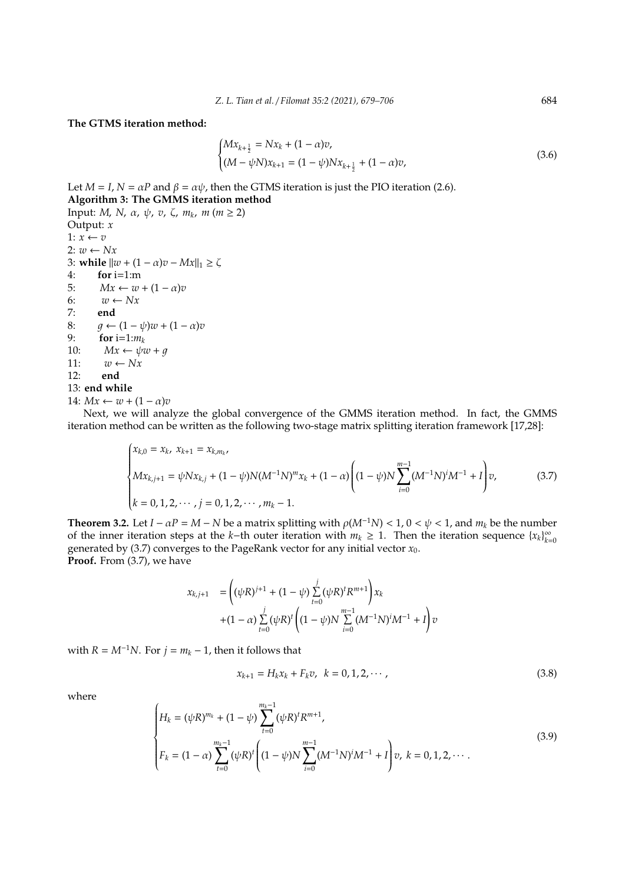**The GTMS iteration method:**

$$
\begin{cases}
Mx_{k+\frac{1}{2}} = Nx_k + (1-\alpha)v, \\
(M-\psi N)x_{k+1} = (1-\psi)Nx_{k+\frac{1}{2}} + (1-\alpha)v,
\end{cases}
\tag{3.6}
$$

Let $M = I$, $N = \alpha P$ and $\beta = \alpha\psi$, then the GTMS iteration is just the PIO iteration (2.6).

**Algorithm 3: The GMMS iteration method**

Input: $M$, $N$, $\alpha$, $\psi$, $v$, $\zeta$, $m_k$, $m$ ($m \geq 2$)

Output: $x$

```
1: x ← v
2: w ← Nx
3: while ||w + (1 − α)v − Mx||_1 ≥ ζ
4:     for i=1:m
5:        Mx ← w + (1 − α)v
6:        w ← Nx
7:     end
8:     g ← (1 − ψ)w + (1 − α)v
9:     for i=1:m_k
10:       Mx ← ψw + g
11:       w ← Nx
12:    end
13: end while
14: Mx ← w + (1 − α)v
```

Next, we will analyze the global convergence of the GMMS iteration method. In fact, the GMMS iteration method can be written as the following two-stage matrix splitting iteration framework [17,28]:

$$
\begin{cases}
x_{k,0} = x_k, \; x_{k+1} = x_{k,m_k}, \\
Mx_{k,j+1} = \psi Nx_{k,j} + (1-\psi)N(M^{-1}N)^m x_k + (1-\alpha)\left((1-\psi)N\displaystyle\sum_{i=0}^{m-1}(M^{-1}N)^i M^{-1} + I\right)v, \\
k = 0,1,2,\cdots, \; j = 0,1,2,\cdots, m_k - 1.
\end{cases}
\tag{3.7}
$$

**Theorem 3.2.** Let $I - \alpha P = M - N$ be a matrix splitting with $\rho(M^{-1}N) < 1$, $0 < \psi < 1$, and $m_k$ be the number of the inner iteration steps at the $k$−th outer iteration with $m_k \geq 1$. Then the iteration sequence $\{x_k\}_{k=0}^{\infty}$ generated by (3.7) converges to the PageRank vector for any initial vector $x_0$.

**Proof.** From (3.7), we have

$$
\begin{aligned}
x_{k,j+1} &= \left((\psi R)^{j+1} + (1-\psi)\sum_{t=0}^{j}(\psi R)^t R^{m+1}\right)x_k \\
&\quad + (1-\alpha)\sum_{t=0}^{j}(\psi R)^t\left((1-\psi)N\sum_{i=0}^{m-1}(M^{-1}N)^i M^{-1} + I\right)v
\end{aligned}
$$

with $R = M^{-1}N$. For $j = m_k - 1$, then it follows that

$$
x_{k+1} = H_k x_k + F_k v, \quad k = 0,1,2,\cdots,
\tag{3.8}
$$

where

$$
\begin{cases}
H_k = (\psi R)^{m_k} + (1-\psi)\displaystyle\sum_{t=0}^{m_k-1}(\psi R)^t R^{m+1}, \\
F_k = (1-\alpha)\displaystyle\sum_{t=0}^{m_k-1}(\psi R)^t\left((1-\psi)N\sum_{i=0}^{m-1}(M^{-1}N)^i M^{-1} + I\right)v, \; k = 0,1,2,\cdots.
\end{cases}
\tag{3.9}
$$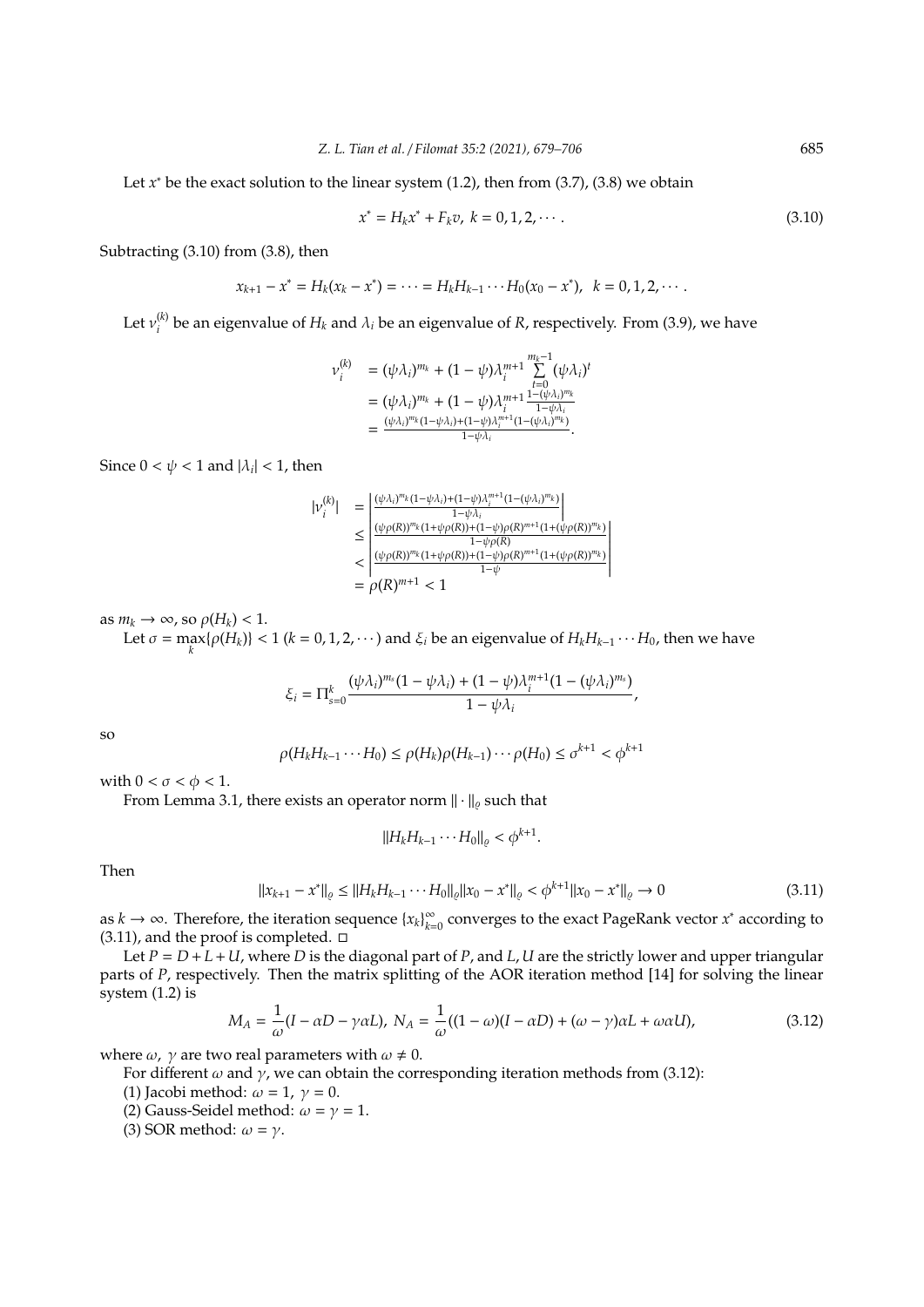Let $x^*$ be the exact solution to the linear system (1.2), then from (3.7), (3.8) we obtain

$$x^* = H_k x^* + F_k v, \; k = 0, 1, 2, \cdots. \tag{3.10}$$

Subtracting (3.10) from (3.8), then

$$x_{k+1} - x^* = H_k(x_k - x^*) = \cdots = H_k H_{k-1} \cdots H_0(x_0 - x^*), \;\; k = 0, 1, 2, \cdots.$$

Let $\nu_i^{(k)}$ be an eigenvalue of $H_k$ and $\lambda_i$ be an eigenvalue of $R$, respectively. From (3.9), we have

$$\begin{aligned} \nu_i^{(k)} &= (\psi\lambda_i)^{m_k} + (1-\psi)\lambda_i^{m+1} \sum_{t=0}^{m_k-1} (\psi\lambda_i)^t \\ &= (\psi\lambda_i)^{m_k} + (1-\psi)\lambda_i^{m+1} \frac{1-(\psi\lambda_i)^{m_k}}{1-\psi\lambda_i} \\ &= \frac{(\psi\lambda_i)^{m_k}(1-\psi\lambda_i)+(1-\psi)\lambda_i^{m+1}(1-(\psi\lambda_i)^{m_k})}{1-\psi\lambda_i}. \end{aligned}$$

Since $0 < \psi < 1$ and $|\lambda_i| < 1$, then

$$\begin{aligned} |\nu_i^{(k)}| &= \left| \frac{(\psi\lambda_i)^{m_k}(1-\psi\lambda_i)+(1-\psi)\lambda_i^{m+1}(1-(\psi\lambda_i)^{m_k})}{1-\psi\lambda_i} \right| \\ &\leq \left| \frac{(\psi\rho(R))^{m_k}(1+\psi\rho(R))+(1-\psi)\rho(R)^{m+1}(1+(\psi\rho(R))^{m_k})}{1-\psi\rho(R)} \right| \\ &< \left| \frac{(\psi\rho(R))^{m_k}(1+\psi\rho(R))+(1-\psi)\rho(R)^{m+1}(1+(\psi\rho(R))^{m_k})}{1-\psi} \right| \\ &= \rho(R)^{m+1} < 1 \end{aligned}$$

as $m_k \to \infty$, so $\rho(H_k) < 1$.

Let $\sigma = \max_k\{\rho(H_k)\} < 1$ $(k = 0, 1, 2, \cdots)$ and $\xi_i$ be an eigenvalue of $H_k H_{k-1} \cdots H_0$, then we have

$$\xi_i = \Pi_{s=0}^{k} \frac{(\psi\lambda_i)^{m_s}(1-\psi\lambda_i) + (1-\psi)\lambda_i^{m+1}(1-(\psi\lambda_i)^{m_s})}{1-\psi\lambda_i},$$

so

$$\rho(H_k H_{k-1} \cdots H_0) \leq \rho(H_k)\rho(H_{k-1}) \cdots \rho(H_0) \leq \sigma^{k+1} < \phi^{k+1}$$

with $0 < \sigma < \phi < 1$.

From Lemma 3.1, there exists an operator norm $\|\cdot\|_\varrho$ such that

$$\|H_k H_{k-1} \cdots H_0\|_\varrho < \phi^{k+1}.$$

Then

$$\|x_{k+1} - x^*\|_\varrho \leq \|H_k H_{k-1} \cdots H_0\|_\varrho \|x_0 - x^*\|_\varrho < \phi^{k+1}\|x_0 - x^*\|_\varrho \to 0 \tag{3.11}$$

as $k \to \infty$. Therefore, the iteration sequence $\{x_k\}_{k=0}^{\infty}$ converges to the exact PageRank vector $x^*$ according to (3.11), and the proof is completed. □

Let $P = D + L + U$, where $D$ is the diagonal part of $P$, and $L, U$ are the strictly lower and upper triangular parts of $P$, respectively. Then the matrix splitting of the AOR iteration method [14] for solving the linear system (1.2) is

$$M_A = \frac{1}{\omega}(I - \alpha D - \gamma\alpha L), \; N_A = \frac{1}{\omega}((1-\omega)(I - \alpha D) + (\omega - \gamma)\alpha L + \omega\alpha U), \tag{3.12}$$

where $\omega$, $\gamma$ are two real parameters with $\omega \neq 0$.

For different $\omega$ and $\gamma$, we can obtain the corresponding iteration methods from (3.12):

(1) Jacobi method: $\omega = 1, \; \gamma = 0$.

(2) Gauss-Seidel method: $\omega = \gamma = 1$.

(3) SOR method: $\omega = \gamma$.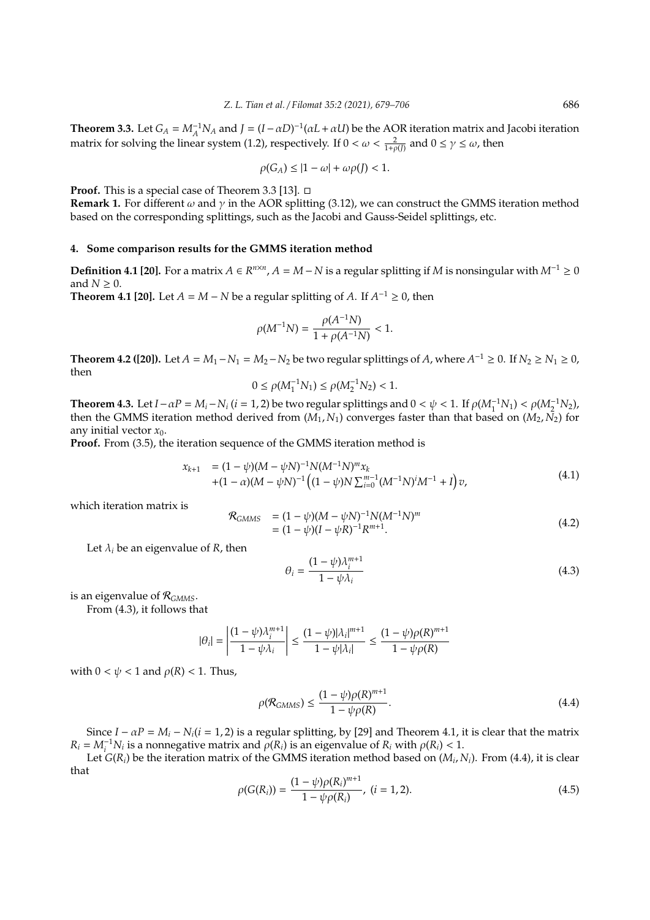**Theorem 3.3.** Let $G_A = M_A^{-1}N_A$ and $J = (I - \alpha D)^{-1}(\alpha L + \alpha U)$ be the AOR iteration matrix and Jacobi iteration matrix for solving the linear system (1.2), respectively. If $0 < \omega < \frac{2}{1+\rho(J)}$ and $0 \leq \gamma \leq \omega$, then

$$\rho(G_A) \leq |1 - \omega| + \omega\rho(J) < 1.$$

**Proof.** This is a special case of Theorem 3.3 [13]. □

**Remark 1.** For different $\omega$ and $\gamma$ in the AOR splitting (3.12), we can construct the GMMS iteration method based on the corresponding splittings, such as the Jacobi and Gauss-Seidel splittings, etc.

## 4. Some comparison results for the GMMS iteration method

**Definition 4.1 [20].** For a matrix $A \in R^{n\times n}$, $A = M - N$ is a regular splitting if $M$ is nonsingular with $M^{-1} \geq 0$ and $N \geq 0$.

**Theorem 4.1 [20].** Let $A = M - N$ be a regular splitting of $A$. If $A^{-1} \geq 0$, then

$$\rho(M^{-1}N) = \frac{\rho(A^{-1}N)}{1 + \rho(A^{-1}N)} < 1.$$

**Theorem 4.2 ([20]).** Let $A = M_1 - N_1 = M_2 - N_2$ be two regular splittings of $A$, where $A^{-1} \geq 0$. If $N_2 \geq N_1 \geq 0$, then

$$0 \leq \rho(M_1^{-1}N_1) \leq \rho(M_2^{-1}N_2) < 1.$$

**Theorem 4.3.** Let $I - \alpha P = M_i - N_i$ $(i = 1, 2)$ be two regular splittings and $0 < \psi < 1$. If $\rho(M_1^{-1}N_1) < \rho(M_2^{-1}N_2)$, then the GMMS iteration method derived from $(M_1, N_1)$ converges faster than that based on $(M_2, N_2)$ for any initial vector $x_0$.

**Proof.** From (3.5), the iteration sequence of the GMMS iteration method is

$$\begin{aligned} x_{k+1} &= (1 - \psi)(M - \psi N)^{-1}N(M^{-1}N)^m x_k \\ &+ (1 - \alpha)(M - \psi N)^{-1}\left((1 - \psi)N\sum_{i=0}^{m-1}(M^{-1}N)^i M^{-1} + I\right)v, \end{aligned} \tag{4.1}$$

which iteration matrix is

$$\begin{aligned} \mathcal{R}_{GMMS} &= (1 - \psi)(M - \psi N)^{-1}N(M^{-1}N)^m \\ &= (1 - \psi)(I - \psi R)^{-1}R^{m+1}. \end{aligned} \tag{4.2}$$

Let $\lambda_i$ be an eigenvalue of $R$, then

$$\theta_i = \frac{(1 - \psi)\lambda_i^{m+1}}{1 - \psi\lambda_i} \tag{4.3}$$

is an eigenvalue of $\mathcal{R}_{GMMS}$.

From (4.3), it follows that

$$|\theta_i| = \left|\frac{(1 - \psi)\lambda_i^{m+1}}{1 - \psi\lambda_i}\right| \leq \frac{(1 - \psi)|\lambda_i|^{m+1}}{1 - \psi|\lambda_i|} \leq \frac{(1 - \psi)\rho(R)^{m+1}}{1 - \psi\rho(R)}$$

with $0 < \psi < 1$ and $\rho(R) < 1$. Thus,

$$\rho(\mathcal{R}_{GMMS}) \leq \frac{(1 - \psi)\rho(R)^{m+1}}{1 - \psi\rho(R)}. \tag{4.4}$$

Since $I - \alpha P = M_i - N_i (i = 1, 2)$ is a regular splitting, by [29] and Theorem 4.1, it is clear that the matrix $R_i = M_i^{-1}N_i$ is a nonnegative matrix and $\rho(R_i)$ is an eigenvalue of $R_i$ with $\rho(R_i) < 1$.

Let $G(R_i)$ be the iteration matrix of the GMMS iteration method based on $(M_i, N_i)$. From (4.4), it is clear that

$$\rho(G(R_i)) = \frac{(1 - \psi)\rho(R_i)^{m+1}}{1 - \psi\rho(R_i)}, \ (i = 1, 2). \tag{4.5}$$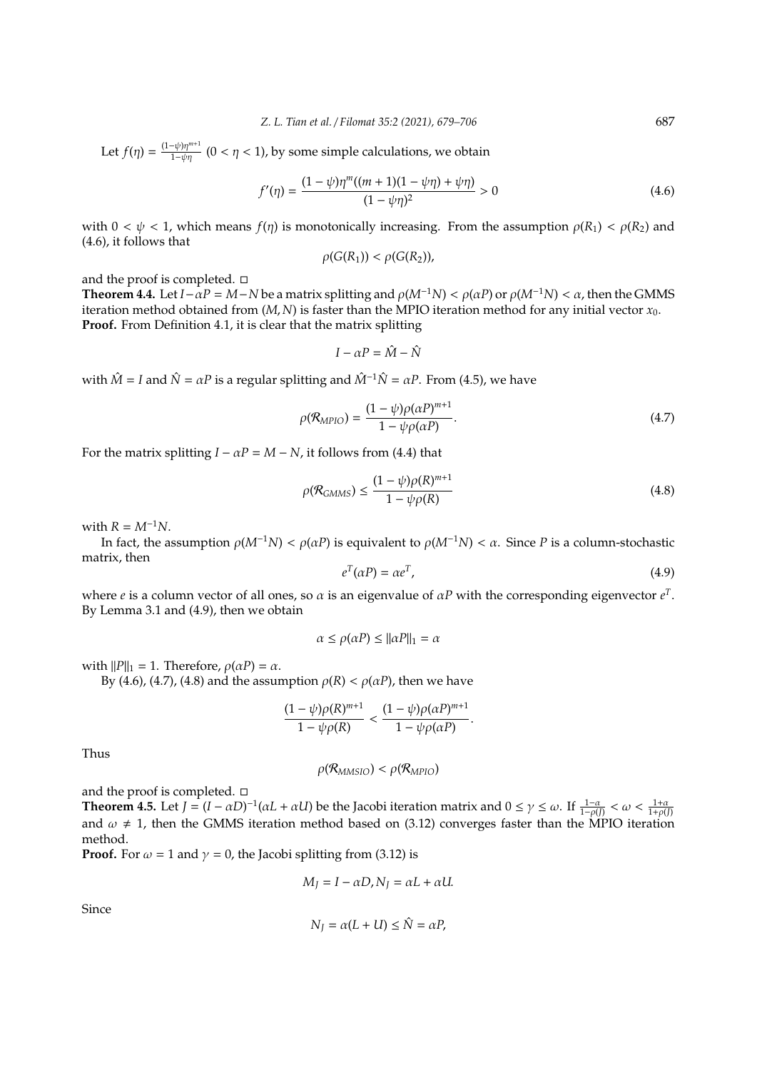Let $f(\eta) = \frac{(1-\psi)\eta^{m+1}}{1-\psi\eta}$ $(0 < \eta < 1)$, by some simple calculations, we obtain

$$f'(\eta) = \frac{(1-\psi)\eta^m((m+1)(1-\psi\eta) + \psi\eta)}{(1-\psi\eta)^2} > 0 \tag{4.6}$$

with $0 < \psi < 1$, which means $f(\eta)$ is monotonically increasing. From the assumption $\rho(R_1) < \rho(R_2)$ and (4.6), it follows that

$$\rho(G(R_1)) < \rho(G(R_2)),$$

and the proof is completed. □

**Theorem 4.4.** Let $I - \alpha P = M - N$ be a matrix splitting and $\rho(M^{-1}N) < \rho(\alpha P)$ or $\rho(M^{-1}N) < \alpha$, then the GMMS iteration method obtained from $(M, N)$ is faster than the MPIO iteration method for any initial vector $x_0$.

**Proof.** From Definition 4.1, it is clear that the matrix splitting

$$I - \alpha P = \hat{M} - \hat{N}$$

with $\hat{M} = I$ and $\hat{N} = \alpha P$ is a regular splitting and $\hat{M}^{-1}\hat{N} = \alpha P$. From (4.5), we have

$$\rho(\mathcal{R}_{MPIO}) = \frac{(1-\psi)\rho(\alpha P)^{m+1}}{1-\psi\rho(\alpha P)}. \tag{4.7}$$

For the matrix splitting $I - \alpha P = M - N$, it follows from (4.4) that

$$\rho(\mathcal{R}_{GMMS}) \leq \frac{(1-\psi)\rho(R)^{m+1}}{1-\psi\rho(R)} \tag{4.8}$$

with $R = M^{-1}N$.

In fact, the assumption $\rho(M^{-1}N) < \rho(\alpha P)$ is equivalent to $\rho(M^{-1}N) < \alpha$. Since $P$ is a column-stochastic matrix, then

$$e^T(\alpha P) = \alpha e^T, \tag{4.9}$$

where $e$ is a column vector of all ones, so $\alpha$ is an eigenvalue of $\alpha P$ with the corresponding eigenvector $e^T$. By Lemma 3.1 and (4.9), then we obtain

$$\alpha \leq \rho(\alpha P) \leq \|\alpha P\|_1 = \alpha$$

with $\|P\|_1 = 1$. Therefore, $\rho(\alpha P) = \alpha$.

By (4.6), (4.7), (4.8) and the assumption $\rho(R) < \rho(\alpha P)$, then we have

$$\frac{(1-\psi)\rho(R)^{m+1}}{1-\psi\rho(R)} < \frac{(1-\psi)\rho(\alpha P)^{m+1}}{1-\psi\rho(\alpha P)}.$$

Thus

$$\rho(\mathcal{R}_{MMSIO}) < \rho(\mathcal{R}_{MPIO})$$

and the proof is completed. □

**Theorem 4.5.** Let $J = (I - \alpha D)^{-1}(\alpha L + \alpha U)$ be the Jacobi iteration matrix and $0 \leq \gamma \leq \omega$. If $\frac{1-\alpha}{1-\rho(J)} < \omega < \frac{1+\alpha}{1+\rho(J)}$ and $\omega \neq 1$, then the GMMS iteration method based on (3.12) converges faster than the MPIO iteration method.

**Proof.** For $\omega = 1$ and $\gamma = 0$, the Jacobi splitting from (3.12) is

$$M_J = I - \alpha D, N_J = \alpha L + \alpha U.$$

Since

$$N_J = \alpha(L + U) \leq \hat{N} = \alpha P,$$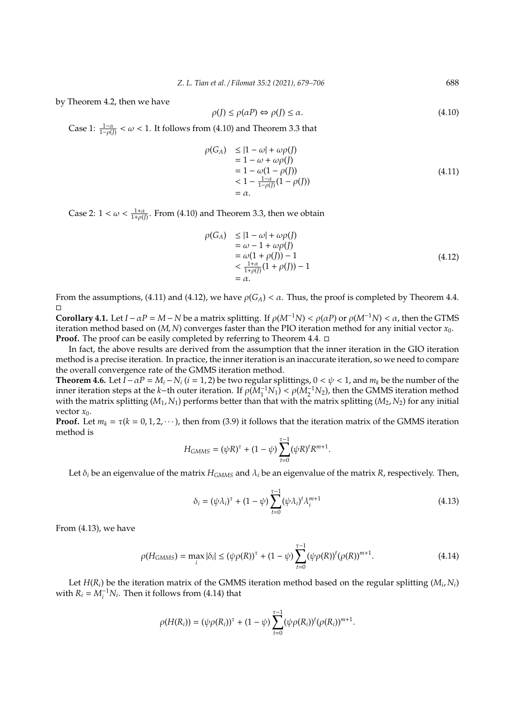by Theorem 4.2, then we have

$$\rho(J) \leq \rho(\alpha P) \Leftrightarrow \rho(J) \leq \alpha. \tag{4.10}$$

Case 1: $\frac{1-\alpha}{1-\rho(J)} < \omega < 1$. It follows from (4.10) and Theorem 3.3 that

$$\begin{aligned}
\rho(G_A) &\leq |1-\omega| + \omega\rho(J) \\
&= 1 - \omega + \omega\rho(J) \\
&= 1 - \omega(1-\rho(J)) \\
&< 1 - \tfrac{1-\alpha}{1-\rho(J)}(1-\rho(J)) \\
&= \alpha.
\end{aligned} \tag{4.11}$$

Case 2: $1 < \omega < \frac{1+\alpha}{1+\rho(J)}$. From (4.10) and Theorem 3.3, then we obtain

$$\begin{aligned}
\rho(G_A) &\leq |1-\omega| + \omega\rho(J) \\
&= \omega - 1 + \omega\rho(J) \\
&= \omega(1+\rho(J)) - 1 \\
&< \tfrac{1+\alpha}{1+\rho(J)}(1+\rho(J)) - 1 \\
&= \alpha.
\end{aligned} \tag{4.12}$$

From the assumptions, (4.11) and (4.12), we have $\rho(G_A) < \alpha$. Thus, the proof is completed by Theorem 4.4. □

**Corollary 4.1.** Let $I - \alpha P = M - N$ be a matrix splitting. If $\rho(M^{-1}N) < \rho(\alpha P)$ or $\rho(M^{-1}N) < \alpha$, then the GTMS iteration method based on $(M, N)$ converges faster than the PIO iteration method for any initial vector $x_0$.

**Proof.** The proof can be easily completed by referring to Theorem 4.4. □

In fact, the above results are derived from the assumption that the inner iteration in the GIO iteration method is a precise iteration. In practice, the inner iteration is an inaccurate iteration, so we need to compare the overall convergence rate of the GMMS iteration method.

**Theorem 4.6.** Let $I - \alpha P = M_i - N_i$ $(i = 1, 2)$ be two regular splittings, $0 < \psi < 1$, and $m_k$ be the number of the inner iteration steps at the $k$−th outer iteration. If $\rho(M_1^{-1}N_1) < \rho(M_2^{-1}N_2)$, then the GMMS iteration method with the matrix splitting $(M_1, N_1)$ performs better than that with the matrix splitting $(M_2, N_2)$ for any initial vector $x_0$.

**Proof.** Let $m_k = \tau (k = 0, 1, 2, \cdots)$, then from (3.9) it follows that the iteration matrix of the GMMS iteration method is

$$H_{GMMS} = (\psi R)^{\tau} + (1-\psi)\sum_{t=0}^{\tau-1}(\psi R)^t R^{m+1}.$$

Let $\delta_i$ be an eigenvalue of the matrix $H_{GMMS}$ and $\lambda_i$ be an eigenvalue of the matrix $R$, respectively. Then,

$$\delta_i = (\psi\lambda_i)^{\tau} + (1-\psi)\sum_{t=0}^{\tau-1}(\psi\lambda_i)^t \lambda_i^{m+1} \tag{4.13}$$

From (4.13), we have

$$\rho(H_{GMMS}) = \max_i |\delta_i| \leq (\psi\rho(R))^{\tau} + (1-\psi)\sum_{t=0}^{\tau-1}(\psi\rho(R))^t(\rho(R))^{m+1}. \tag{4.14}$$

Let $H(R_i)$ be the iteration matrix of the GMMS iteration method based on the regular splitting $(M_i, N_i)$ with $R_i = M_i^{-1}N_i$. Then it follows from (4.14) that

$$\rho(H(R_i)) = (\psi\rho(R_i))^{\tau} + (1-\psi)\sum_{t=0}^{\tau-1}(\psi\rho(R_i))^t(\rho(R_i))^{m+1}.$$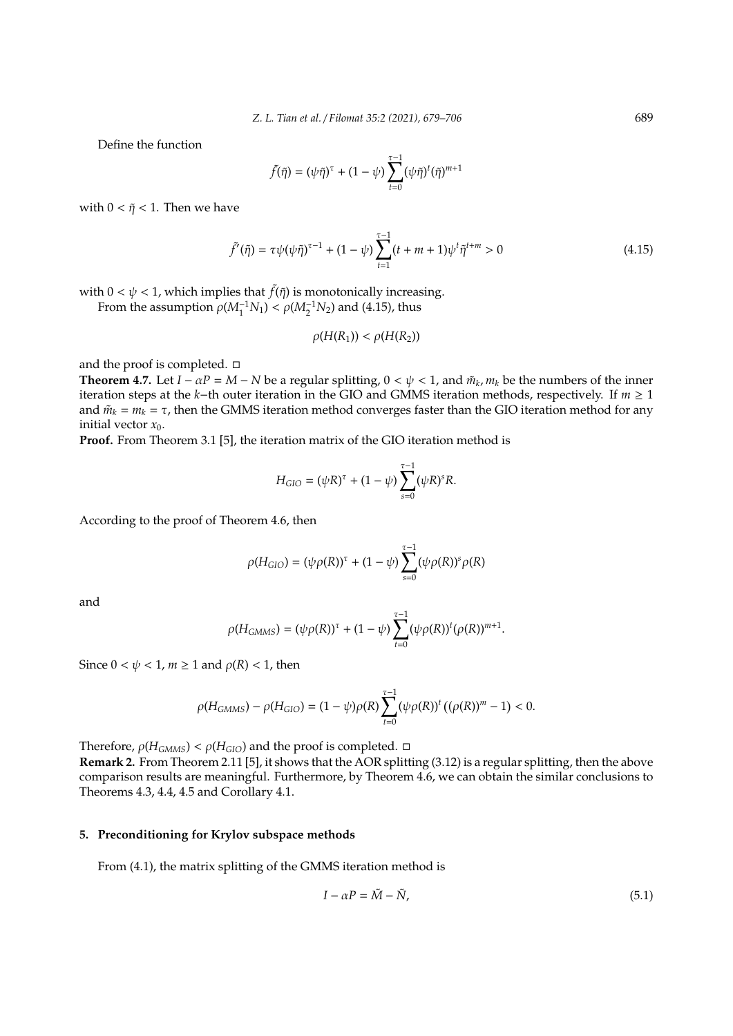Define the function

$$\tilde{f}(\tilde{\eta}) = (\psi\tilde{\eta})^{\tau} + (1-\psi)\sum_{t=0}^{\tau-1}(\psi\tilde{\eta})^{t}(\tilde{\eta})^{m+1}$$

with $0 < \tilde{\eta} < 1$. Then we have

$$\tilde{f}'(\tilde{\eta}) = \tau\psi(\psi\tilde{\eta})^{\tau-1} + (1-\psi)\sum_{t=1}^{\tau-1}(t+m+1)\psi^{t}\tilde{\eta}^{t+m} > 0 \tag{4.15}$$

with $0 < \psi < 1$, which implies that $\tilde{f}(\tilde{\eta})$ is monotonically increasing.

From the assumption $\rho(M_1^{-1}N_1) < \rho(M_2^{-1}N_2)$ and (4.15), thus

$$\rho(H(R_1)) < \rho(H(R_2))$$

and the proof is completed. □

**Theorem 4.7.** Let $I - \alpha P = M - N$ be a regular splitting, $0 < \psi < 1$, and $\tilde{m}_k, m_k$ be the numbers of the inner iteration steps at the $k$−th outer iteration in the GIO and GMMS iteration methods, respectively. If $m \geq 1$ and $\tilde{m}_k = m_k = \tau$, then the GMMS iteration method converges faster than the GIO iteration method for any initial vector $x_0$.

**Proof.** From Theorem 3.1 [5], the iteration matrix of the GIO iteration method is

$$H_{GIO} = (\psi R)^{\tau} + (1-\psi)\sum_{s=0}^{\tau-1}(\psi R)^{s}R.$$

According to the proof of Theorem 4.6, then

$$\rho(H_{GIO}) = (\psi\rho(R))^{\tau} + (1-\psi)\sum_{s=0}^{\tau-1}(\psi\rho(R))^{s}\rho(R)$$

and

$$\rho(H_{GMMS}) = (\psi\rho(R))^{\tau} + (1-\psi)\sum_{t=0}^{\tau-1}(\psi\rho(R))^{t}(\rho(R))^{m+1}.$$

Since $0 < \psi < 1$, $m \geq 1$ and $\rho(R) < 1$, then

$$\rho(H_{GMMS}) - \rho(H_{GIO}) = (1-\psi)\rho(R)\sum_{t=0}^{\tau-1}(\psi\rho(R))^{t}\left((\rho(R))^{m} - 1\right) < 0.$$

Therefore, $\rho(H_{GMMS}) < \rho(H_{GIO})$ and the proof is completed. □

**Remark 2.** From Theorem 2.11 [5], it shows that the AOR splitting (3.12) is a regular splitting, then the above comparison results are meaningful. Furthermore, by Theorem 4.6, we can obtain the similar conclusions to Theorems 4.3, 4.4, 4.5 and Corollary 4.1.

## 5. Preconditioning for Krylov subspace methods

From (4.1), the matrix splitting of the GMMS iteration method is

$$I - \alpha P = \tilde{M} - \tilde{N}, \tag{5.1}$$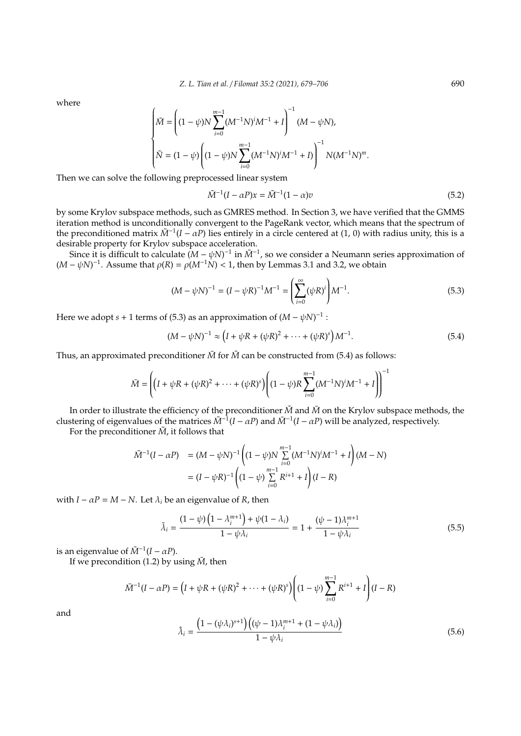where

$$
\begin{cases}
\tilde{M} = \left( (1-\psi) N \sum_{i=0}^{m-1} (M^{-1}N)^i M^{-1} + I \right)^{-1} (M - \psi N), \\
\tilde{N} = (1-\psi) \left( (1-\psi) N \sum_{i=0}^{m-1} (M^{-1}N)^i M^{-1} + I) \right)^{-1} N (M^{-1}N)^m.
\end{cases}
$$

Then we can solve the following preprocessed linear system

$$
\tilde{M}^{-1}(I - \alpha P)x = \tilde{M}^{-1}(1-\alpha)v \tag{5.2}
$$

by some Krylov subspace methods, such as GMRES method. In Section 3, we have verified that the GMMS iteration method is unconditionally convergent to the PageRank vector, which means that the spectrum of the preconditioned matrix $\tilde{M}^{-1}(I - \alpha P)$ lies entirely in a circle centered at $(1, 0)$ with radius unity, this is a desirable property for Krylov subspace acceleration.

Since it is difficult to calculate $(M - \psi N)^{-1}$ in $\tilde{M}^{-1}$, so we consider a Neumann series approximation of $(M - \psi N)^{-1}$. Assume that $\rho(R) = \rho(M^{-1}N) < 1$, then by Lemmas 3.1 and 3.2, we obtain

$$
(M - \psi N)^{-1} = (I - \psi R)^{-1} M^{-1} = \left( \sum_{i=0}^{\infty} (\psi R)^i \right) M^{-1}. \tag{5.3}
$$

Here we adopt $s + 1$ terms of (5.3) as an approximation of $(M - \psi N)^{-1}$ :

$$
(M - \psi N)^{-1} \approx \left( I + \psi R + (\psi R)^2 + \cdots + (\psi R)^s \right) M^{-1}. \tag{5.4}
$$

Thus, an approximated preconditioner $\bar{M}$ for $\tilde{M}$ can be constructed from (5.4) as follows:

$$
\bar{M} = \left( \left( I + \psi R + (\psi R)^2 + \cdots + (\psi R)^s \right) \left( (1-\psi) R \sum_{i=0}^{m-1} (M^{-1}N)^i M^{-1} + I \right) \right)^{-1}
$$

In order to illustrate the efficiency of the preconditioner $\tilde{M}$ and $\bar{M}$ on the Krylov subspace methods, the clustering of eigenvalues of the matrices $\tilde{M}^{-1}(I - \alpha P)$ and $\bar{M}^{-1}(I - \alpha P)$ will be analyzed, respectively.

For the preconditioner $\tilde{M}$, it follows that

$$
\begin{aligned}
\tilde{M}^{-1}(I - \alpha P) &= (M - \psi N)^{-1} \left( (1-\psi) N \sum_{i=0}^{m-1} (M^{-1}N)^i M^{-1} + I \right) (M - N) \\
&= (I - \psi R)^{-1} \left( (1-\psi) \sum_{i=0}^{m-1} R^{i+1} + I \right) (I - R)
\end{aligned}
$$

with $I - \alpha P = M - N$. Let $\lambda_i$ be an eigenvalue of $R$, then

$$
\tilde{\lambda}_i = \frac{(1-\psi)\left(1 - \lambda_i^{m+1}\right) + \psi(1 - \lambda_i)}{1 - \psi \lambda_i} = 1 + \frac{(\psi - 1)\lambda_i^{m+1}}{1 - \psi \lambda_i} \tag{5.5}
$$

is an eigenvalue of $\tilde{M}^{-1}(I - \alpha P)$.

If we precondition (1.2) by using $\bar{M}$, then

$$
\bar{M}^{-1}(I - \alpha P) = \left( I + \psi R + (\psi R)^2 + \cdots + (\psi R)^s \right) \left( (1-\psi) \sum_{i=0}^{m-1} R^{i+1} + I \right) (I - R)
$$

and

$$
\hat{\lambda}_i = \frac{\left(1 - (\psi \lambda_i)^{s+1}\right)\left((\psi - 1)\lambda_i^{m+1} + (1 - \psi \lambda_i)\right)}{1 - \psi \lambda_i} \tag{5.6}
$$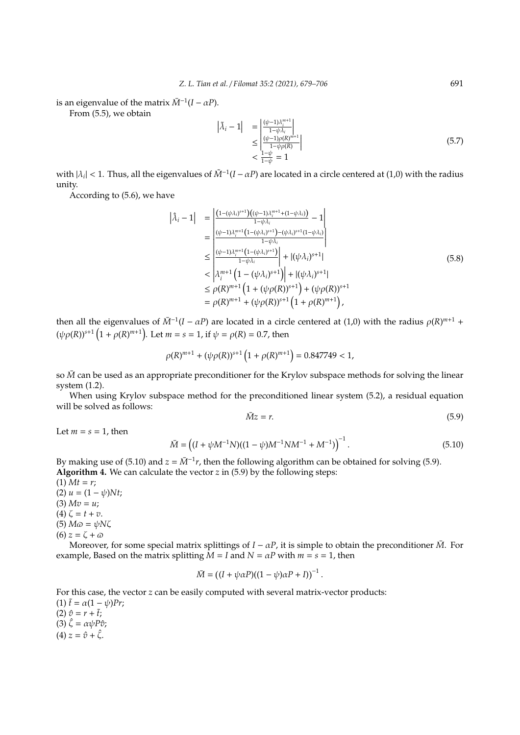is an eigenvalue of the matrix $\bar{M}^{-1}(I - \alpha P)$.

From (5.5), we obtain

$$
\begin{aligned}
\left|\tilde{\lambda}_i - 1\right| &= \left|\frac{(\psi-1)\lambda_i^{m+1}}{1-\psi\lambda_i}\right| \\
&\leq \left|\frac{(\psi-1)\rho(R)^{m+1}}{1-\psi\rho(R)}\right| \\
&< \frac{1-\psi}{1-\psi} = 1
\end{aligned}
\tag{5.7}
$$

with $|\lambda_i| < 1$. Thus, all the eigenvalues of $\tilde{M}^{-1}(I - \alpha P)$ are located in a circle centered at (1,0) with the radius unity.

According to (5.6), we have

$$
\begin{aligned}
\left|\hat{\lambda}_i - 1\right| &= \left|\frac{\left(1-(\psi\lambda_i)^{s+1}\right)\left((\psi-1)\lambda_i^{m+1}+(1-\psi\lambda_i)\right)}{1-\psi\lambda_i} - 1\right| \\
&= \left|\frac{(\psi-1)\lambda_i^{m+1}\left(1-(\psi\lambda_i)^{s+1}\right)-(\psi\lambda_i)^{s+1}(1-\psi\lambda_i)}{1-\psi\lambda_i}\right| \\
&\leq \left|\frac{(\psi-1)\lambda_i^{m+1}\left(1-(\psi\lambda_i)^{s+1}\right)}{1-\psi\lambda_i}\right| + |(\psi\lambda_i)^{s+1}| \\
&< \left|\lambda_i^{m+1}\left(1-(\psi\lambda_i)^{s+1}\right)\right| + |(\psi\lambda_i)^{s+1}| \\
&\leq \rho(R)^{m+1}\left(1+(\psi\rho(R))^{s+1}\right) + (\psi\rho(R))^{s+1} \\
&= \rho(R)^{m+1} + (\psi\rho(R))^{s+1}\left(1+\rho(R)^{m+1}\right),
\end{aligned}
\tag{5.8}
$$

then all the eigenvalues of $\bar{M}^{-1}(I - \alpha P)$ are located in a circle centered at (1,0) with the radius $\rho(R)^{m+1} + (\psi\rho(R))^{s+1}\left(1+\rho(R)^{m+1}\right)$. Let $m = s = 1$, if $\psi = \rho(R) = 0.7$, then

$$
\rho(R)^{m+1} + (\psi\rho(R))^{s+1}\left(1+\rho(R)^{m+1}\right) = 0.847749 < 1,
$$

so $\bar{M}$ can be used as an appropriate preconditioner for the Krylov subspace methods for solving the linear system (1.2).

When using Krylov subspace method for the preconditioned linear system (5.2), a residual equation will be solved as follows:

$$
\bar{M}z = r. \tag{5.9}
$$

Let $m = s = 1$, then

$$
\bar{M} = \left((I + \psi M^{-1}N)((1-\psi)M^{-1}NM^{-1} + M^{-1})\right)^{-1}. \tag{5.10}
$$

By making use of (5.10) and $z = \bar{M}^{-1}r$, then the following algorithm can be obtained for solving (5.9).

**Algorithm 4.** We can calculate the vector $z$ in (5.9) by the following steps:

(1) $Mt = r$;
(2) $u = (1-\psi)Nt$;
(3) $Mv = u$;
(4) $\zeta = t + v$.
(5) $M\varpi = \psi N\zeta$
(6) $z = \zeta + \varpi$

Moreover, for some special matrix splittings of $I - \alpha P$, it is simple to obtain the preconditioner $\bar{M}$. For example, Based on the matrix splitting $M = I$ and $N = \alpha P$ with $m = s = 1$, then

$$
\bar{M} = \left((I + \psi\alpha P)((1-\psi)\alpha P + I)\right)^{-1}.
$$

For this case, the vector $z$ can be easily computed with several matrix-vector products:

(1) $\tilde{t} = \alpha(1-\psi)Pr$;
(2) $\hat{v} = r + \tilde{t}$;
(3) $\hat{\zeta} = \alpha\psi P\hat{v}$;
(4) $z = \hat{v} + \hat{\zeta}$.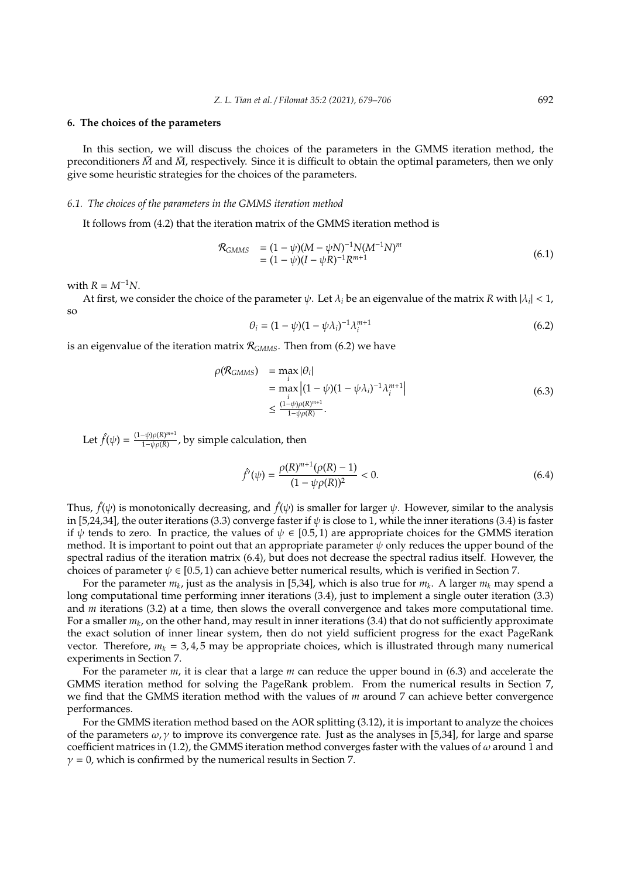## 6. The choices of the parameters

In this section, we will discuss the choices of the parameters in the GMMS iteration method, the preconditioners $\tilde{M}$ and $\bar{M}$, respectively. Since it is difficult to obtain the optimal parameters, then we only give some heuristic strategies for the choices of the parameters.

### 6.1. The choices of the parameters in the GMMS iteration method

It follows from (4.2) that the iteration matrix of the GMMS iteration method is

$$
\begin{aligned}
\mathcal{R}_{GMMS} &= (1-\psi)(M-\psi N)^{-1}N(M^{-1}N)^{m} \\
&= (1-\psi)(I-\psi R)^{-1}R^{m+1}
\end{aligned} \tag{6.1}
$$

with $R = M^{-1}N$.

At first, we consider the choice of the parameter $\psi$. Let $\lambda_i$ be an eigenvalue of the matrix $R$ with $|\lambda_i| < 1$, so

$$
\theta_i = (1-\psi)(1-\psi\lambda_i)^{-1}\lambda_i^{m+1} \tag{6.2}
$$

is an eigenvalue of the iteration matrix $\mathcal{R}_{GMMS}$. Then from (6.2) we have

$$
\begin{aligned}
\rho(\mathcal{R}_{GMMS}) &= \max_i |\theta_i| \\
&= \max_i \left|(1-\psi)(1-\psi\lambda_i)^{-1}\lambda_i^{m+1}\right| \\
&\leq \frac{(1-\psi)\rho(R)^{m+1}}{1-\psi\rho(R)}.
\end{aligned} \tag{6.3}
$$

Let $\hat{f}(\psi) = \frac{(1-\psi)\rho(R)^{m+1}}{1-\psi\rho(R)}$, by simple calculation, then

$$
\hat{f}'(\psi) = \frac{\rho(R)^{m+1}(\rho(R)-1)}{(1-\psi\rho(R))^2} < 0. \tag{6.4}
$$

Thus, $\hat{f}(\psi)$ is monotonically decreasing, and $\hat{f}(\psi)$ is smaller for larger $\psi$. However, similar to the analysis in [5,24,34], the outer iterations (3.3) converge faster if $\psi$ is close to 1, while the inner iterations (3.4) is faster if $\psi$ tends to zero. In practice, the values of $\psi \in [0.5, 1)$ are appropriate choices for the GMMS iteration method. It is important to point out that an appropriate parameter $\psi$ only reduces the upper bound of the spectral radius of the iteration matrix (6.4), but does not decrease the spectral radius itself. However, the choices of parameter $\psi \in [0.5, 1)$ can achieve better numerical results, which is verified in Section 7.

For the parameter $m_k$, just as the analysis in [5,34], which is also true for $m_k$. A larger $m_k$ may spend a long computational time performing inner iterations (3.4), just to implement a single outer iteration (3.3) and $m$ iterations (3.2) at a time, then slows the overall convergence and takes more computational time. For a smaller $m_k$, on the other hand, may result in inner iterations (3.4) that do not sufficiently approximate the exact solution of inner linear system, then do not yield sufficient progress for the exact PageRank vector. Therefore, $m_k = 3, 4, 5$ may be appropriate choices, which is illustrated through many numerical experiments in Section 7.

For the parameter $m$, it is clear that a large $m$ can reduce the upper bound in (6.3) and accelerate the GMMS iteration method for solving the PageRank problem. From the numerical results in Section 7, we find that the GMMS iteration method with the values of $m$ around 7 can achieve better convergence performances.

For the GMMS iteration method based on the AOR splitting (3.12), it is important to analyze the choices of the parameters $\omega, \gamma$ to improve its convergence rate. Just as the analyses in [5,34], for large and sparse coefficient matrices in (1.2), the GMMS iteration method converges faster with the values of $\omega$ around 1 and $\gamma = 0$, which is confirmed by the numerical results in Section 7.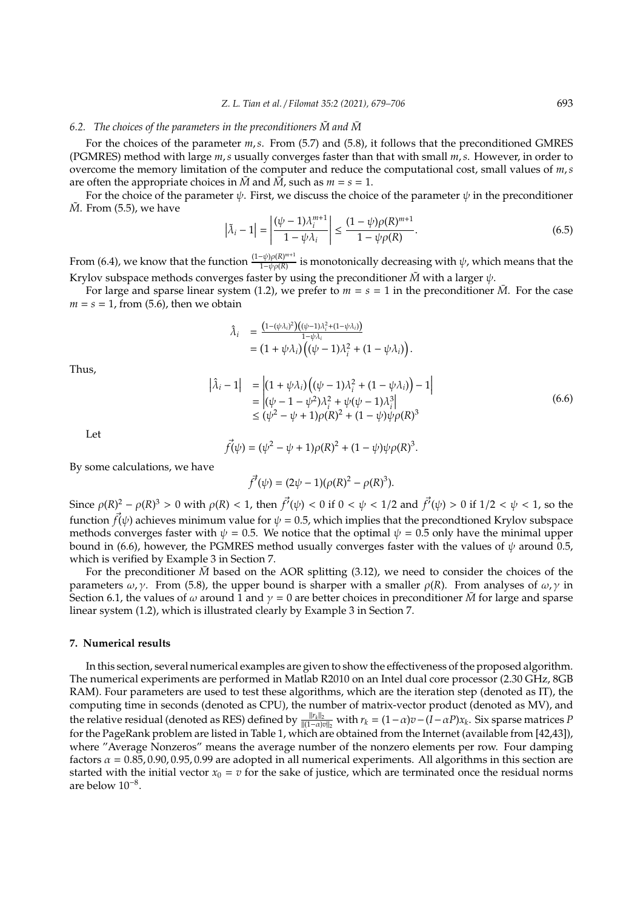### 6.2. The choices of the parameters in the preconditioners $\tilde{M}$ and $\bar{M}$

For the choices of the parameter $m, s$. From (5.7) and (5.8), it follows that the preconditioned GMRES (PGMRES) method with large $m, s$ usually converges faster than that with small $m, s$. However, in order to overcome the memory limitation of the computer and reduce the computational cost, small values of $m, s$ are often the appropriate choices in $\tilde{M}$ and $\bar{M}$, such as $m = s = 1$.

For the choice of the parameter $\psi$. First, we discuss the choice of the parameter $\psi$ in the preconditioner $\tilde{M}$. From (5.5), we have

$$\left|\tilde{\lambda}_i - 1\right| = \left|\frac{(\psi - 1)\lambda_i^{m+1}}{1 - \psi\lambda_i}\right| \leq \frac{(1-\psi)\rho(R)^{m+1}}{1 - \psi\rho(R)}. \tag{6.5}$$

From (6.4), we know that the function $\frac{(1-\psi)\rho(R)^{m+1}}{1-\psi\rho(R)}$ is monotonically decreasing with $\psi$, which means that the Krylov subspace methods converges faster by using the preconditioner $\tilde{M}$ with a larger $\psi$.

For large and sparse linear system (1.2), we prefer to $m = s = 1$ in the preconditioner $\bar{M}$. For the case $m = s = 1$, from (5.6), then we obtain

$$\begin{aligned}
\hat{\lambda}_i &= \frac{\left(1-(\psi\lambda_i)^2\right)\left((\psi-1)\lambda_i^2 + (1-\psi\lambda_i)\right)}{1-\psi\lambda_i} \\
&= (1+\psi\lambda_i)\left((\psi-1)\lambda_i^2 + (1-\psi\lambda_i)\right).
\end{aligned}$$

Thus,

$$\begin{aligned}
\left|\hat{\lambda}_i - 1\right| &= \left|(1+\psi\lambda_i)\left((\psi-1)\lambda_i^2 + (1-\psi\lambda_i)\right) - 1\right| \\
&= \left|(\psi - 1 - \psi^2)\lambda_i^2 + \psi(\psi-1)\lambda_i^3\right| \\
&\leq (\psi^2 - \psi + 1)\rho(R)^2 + (1-\psi)\psi\rho(R)^3
\end{aligned} \tag{6.6}$$

Let

$$\vec{f}(\psi) = (\psi^2 - \psi + 1)\rho(R)^2 + (1-\psi)\psi\rho(R)^3.$$

By some calculations, we have

$$\vec{f}'(\psi) = (2\psi - 1)(\rho(R)^2 - \rho(R)^3).$$

Since $\rho(R)^2 - \rho(R)^3 > 0$ with $\rho(R) < 1$, then $\vec{f}'(\psi) < 0$ if $0 < \psi < 1/2$ and $\vec{f}'(\psi) > 0$ if $1/2 < \psi < 1$, so the function $\vec{f}(\psi)$ achieves minimum value for $\psi = 0.5$, which implies that the precondtioned Krylov subspace methods converges faster with $\psi = 0.5$. We notice that the optimal $\psi = 0.5$ only have the minimal upper bound in (6.6), however, the PGMRES method usually converges faster with the values of $\psi$ around 0.5, which is verified by Example 3 in Section 7.

For the preconditioner $\bar{M}$ based on the AOR splitting (3.12), we need to consider the choices of the parameters $\omega, \gamma$. From (5.8), the upper bound is sharper with a smaller $\rho(R)$. From analyses of $\omega, \gamma$ in Section 6.1, the values of $\omega$ around 1 and $\gamma = 0$ are better choices in preconditioner $\bar{M}$ for large and sparse linear system (1.2), which is illustrated clearly by Example 3 in Section 7.

## 7. Numerical results

In this section, several numerical examples are given to show the effectiveness of the proposed algorithm. The numerical experiments are performed in Matlab R2010 on an Intel dual core processor (2.30 GHz, 8GB RAM). Four parameters are used to test these algorithms, which are the iteration step (denoted as IT), the computing time in seconds (denoted as CPU), the number of matrix-vector product (denoted as MV), and the relative residual (denoted as RES) defined by $\frac{\|r_k\|_2}{\|(1-\alpha)v\|_2}$ with $r_k = (1-\alpha)v - (I - \alpha P)x_k$. Six sparse matrices $P$ for the PageRank problem are listed in Table 1, which are obtained from the Internet (available from [42,43]), where "Average Nonzeros" means the average number of the nonzero elements per row. Four damping factors $\alpha = 0.85, 0.90, 0.95, 0.99$ are adopted in all numerical experiments. All algorithms in this section are started with the initial vector $x_0 = v$ for the sake of justice, which are terminated once the residual norms are below $10^{-8}$.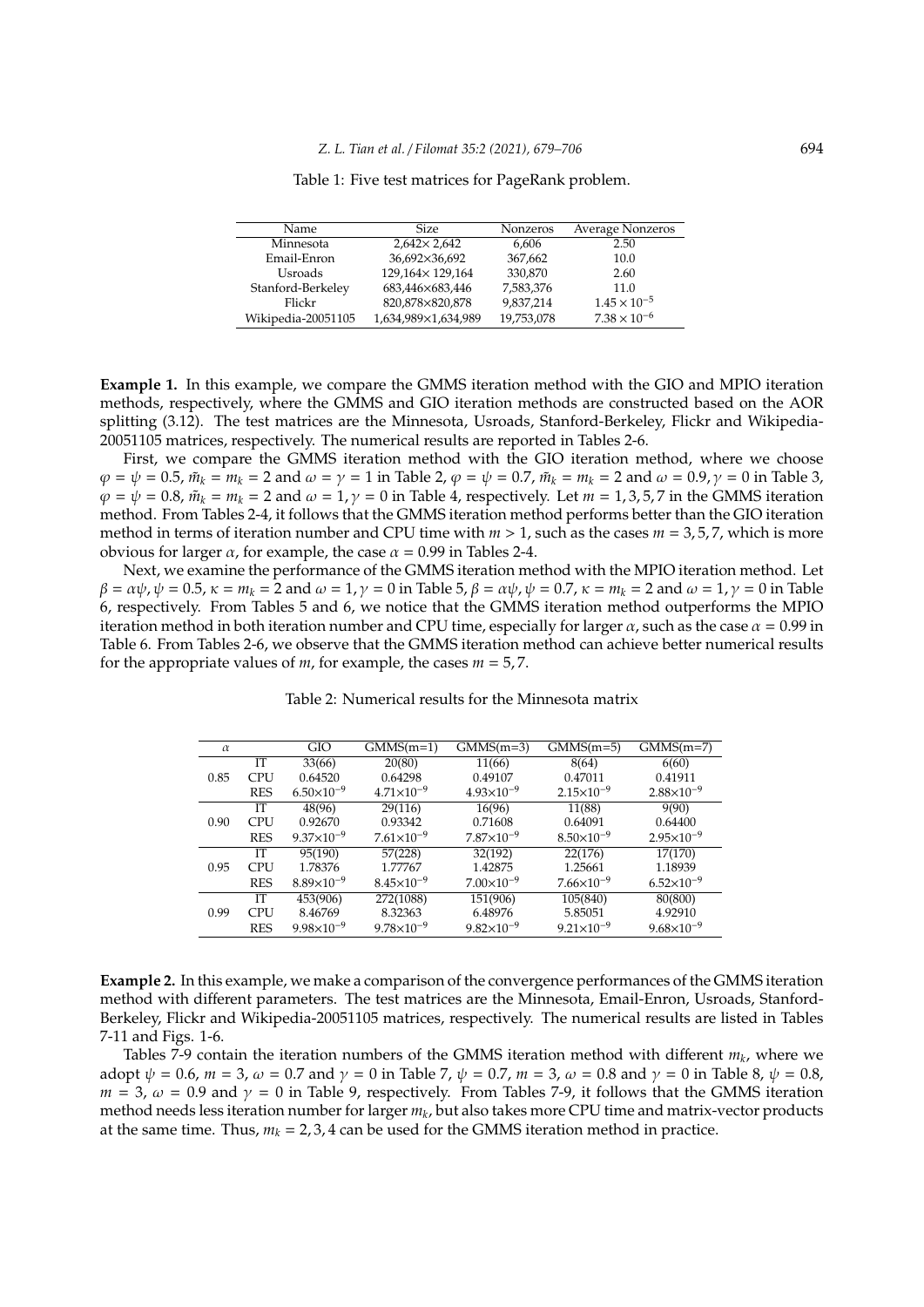Table 1: Five test matrices for PageRank problem.

| Name | Size | Nonzeros | Average Nonzeros |
|---|---|---|---|
| Minnesota | 2,642× 2,642 | 6,606 | 2.50 |
| Email-Enron | 36,692×36,692 | 367,662 | 10.0 |
| Usroads | 129,164× 129,164 | 330,870 | 2.60 |
| Stanford-Berkeley | 683,446×683,446 | 7,583,376 | 11.0 |
| Flickr | 820,878×820,878 | 9,837,214 | $1.45 \times 10^{-5}$ |
| Wikipedia-20051105 | 1,634,989×1,634,989 | 19,753,078 | $7.38 \times 10^{-6}$ |

**Example 1.** In this example, we compare the GMMS iteration method with the GIO and MPIO iteration methods, respectively, where the GMMS and GIO iteration methods are constructed based on the AOR splitting (3.12). The test matrices are the Minnesota, Usroads, Stanford-Berkeley, Flickr and Wikipedia-20051105 matrices, respectively. The numerical results are reported in Tables 2-6.

First, we compare the GMMS iteration method with the GIO iteration method, where we choose $\varphi = \psi = 0.5$, $\tilde{m}_k = m_k = 2$ and $\omega = \gamma = 1$ in Table 2, $\varphi = \psi = 0.7$, $\tilde{m}_k = m_k = 2$ and $\omega = 0.9, \gamma = 0$ in Table 3, $\varphi = \psi = 0.8$, $\tilde{m}_k = m_k = 2$ and $\omega = 1, \gamma = 0$ in Table 4, respectively. Let $m = 1, 3, 5, 7$ in the GMMS iteration method. From Tables 2-4, it follows that the GMMS iteration method performs better than the GIO iteration method in terms of iteration number and CPU time with $m > 1$, such as the cases $m = 3, 5, 7$, which is more obvious for larger $\alpha$, for example, the case $\alpha = 0.99$ in Tables 2-4.

Next, we examine the performance of the GMMS iteration method with the MPIO iteration method. Let $\beta = \alpha\psi, \psi = 0.5, \kappa = m_k = 2$ and $\omega = 1, \gamma = 0$ in Table 5, $\beta = \alpha\psi, \psi = 0.7, \kappa = m_k = 2$ and $\omega = 1, \gamma = 0$ in Table 6, respectively. From Tables 5 and 6, we notice that the GMMS iteration method outperforms the MPIO iteration method in both iteration number and CPU time, especially for larger $\alpha$, such as the case $\alpha = 0.99$ in Table 6. From Tables 2-6, we observe that the GMMS iteration method can achieve better numerical results for the appropriate values of $m$, for example, the cases $m = 5, 7$.

Table 2: Numerical results for the Minnesota matrix

| $\alpha$ | | GIO | GMMS(m=1) | GMMS(m=3) | GMMS(m=5) | GMMS(m=7) |
|---|---|---|---|---|---|---|
| 0.85 | IT | 33(66) | 20(80) | 11(66) | 8(64) | 6(60) |
| | CPU | 0.64520 | 0.64298 | 0.49107 | 0.47011 | 0.41911 |
| | RES | $6.50\times10^{-9}$ | $4.71\times10^{-9}$ | $4.93\times10^{-9}$ | $2.15\times10^{-9}$ | $2.88\times10^{-9}$ |
| 0.90 | IT | 48(96) | 29(116) | 16(96) | 11(88) | 9(90) |
| | CPU | 0.92670 | 0.93342 | 0.71608 | 0.64091 | 0.64400 |
| | RES | $9.37\times10^{-9}$ | $7.61\times10^{-9}$ | $7.87\times10^{-9}$ | $8.50\times10^{-9}$ | $2.95\times10^{-9}$ |
| 0.95 | IT | 95(190) | 57(228) | 32(192) | 22(176) | 17(170) |
| | CPU | 1.78376 | 1.77767 | 1.42875 | 1.25661 | 1.18939 |
| | RES | $8.89\times10^{-9}$ | $8.45\times10^{-9}$ | $7.00\times10^{-9}$ | $7.66\times10^{-9}$ | $6.52\times10^{-9}$ |
| 0.99 | IT | 453(906) | 272(1088) | 151(906) | 105(840) | 80(800) |
| | CPU | 8.46769 | 8.32363 | 6.48976 | 5.85051 | 4.92910 |
| | RES | $9.98\times10^{-9}$ | $9.78\times10^{-9}$ | $9.82\times10^{-9}$ | $9.21\times10^{-9}$ | $9.68\times10^{-9}$ |

**Example 2.** In this example, we make a comparison of the convergence performances of the GMMS iteration method with different parameters. The test matrices are the Minnesota, Email-Enron, Usroads, Stanford-Berkeley, Flickr and Wikipedia-20051105 matrices, respectively. The numerical results are listed in Tables 7-11 and Figs. 1-6.

Tables 7-9 contain the iteration numbers of the GMMS iteration method with different $m_k$, where we adopt $\psi = 0.6$, $m = 3$, $\omega = 0.7$ and $\gamma = 0$ in Table 7, $\psi = 0.7$, $m = 3$, $\omega = 0.8$ and $\gamma = 0$ in Table 8, $\psi = 0.8$, $m = 3$, $\omega = 0.9$ and $\gamma = 0$ in Table 9, respectively. From Tables 7-9, it follows that the GMMS iteration method needs less iteration number for larger $m_k$, but also takes more CPU time and matrix-vector products at the same time. Thus, $m_k = 2, 3, 4$ can be used for the GMMS iteration method in practice.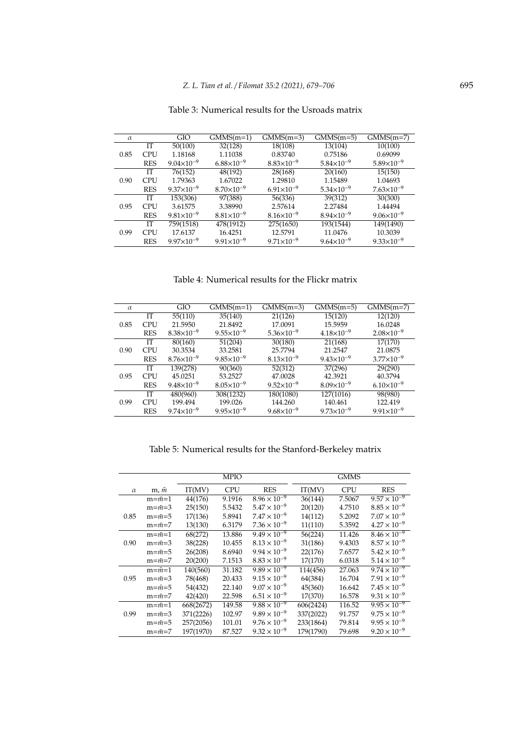Table 3: Numerical results for the Usroads matrix

| $\alpha$ | | GIO | GMMS(m=1) | GMMS(m=3) | GMMS(m=5) | GMMS(m=7) |
|---|---|---|---|---|---|---|
| | IT | 50(100) | 32(128) | 18(108) | 13(104) | 10(100) |
| 0.85 | CPU | 1.18168 | 1.11038 | 0.83740 | 0.75186 | 0.69099 |
| | RES | $9.04\times10^{-9}$ | $6.88\times10^{-9}$ | $8.83\times10^{-9}$ | $5.84\times10^{-9}$ | $5.89\times10^{-9}$ |
| | IT | 76(152) | 48(192) | 28(168) | 20(160) | 15(150) |
| 0.90 | CPU | 1.79363 | 1.67022 | 1.29810 | 1.15489 | 1.04693 |
| | RES | $9.37\times10^{-9}$ | $8.70\times10^{-9}$ | $6.91\times10^{-9}$ | $5.34\times10^{-9}$ | $7.63\times10^{-9}$ |
| | IT | 153(306) | 97(388) | 56(336) | 39(312) | 30(300) |
| 0.95 | CPU | 3.61575 | 3.38990 | 2.57614 | 2.27484 | 1.44494 |
| | RES | $9.81\times10^{-9}$ | $8.81\times10^{-9}$ | $8.16\times10^{-9}$ | $8.94\times10^{-9}$ | $9.06\times10^{-9}$ |
| | IT | 759(1518) | 478(1912) | 275(1650) | 193(1544) | 149(1490) |
| 0.99 | CPU | 17.6137 | 16.4251 | 12.5791 | 11.0476 | 10.3039 |
| | RES | $9.97\times10^{-9}$ | $9.91\times10^{-9}$ | $9.71\times10^{-9}$ | $9.64\times10^{-9}$ | $9.33\times10^{-9}$ |

Table 4: Numerical results for the Flickr matrix

| $\alpha$ | | GIO | GMMS(m=1) | GMMS(m=3) | GMMS(m=5) | GMMS(m=7) |
|---|---|---|---|---|---|---|
| | IT | 55(110) | 35(140) | 21(126) | 15(120) | 12(120) |
| 0.85 | CPU | 21.5950 | 21.8492 | 17.0091 | 15.5959 | 16.0248 |
| | RES | $8.38\times10^{-9}$ | $9.55\times10^{-9}$ | $5.36\times10^{-9}$ | $4.18\times10^{-9}$ | $2.08\times10^{-9}$ |
| | IT | 80(160) | 51(204) | 30(180) | 21(168) | 17(170) |
| 0.90 | CPU | 30.3534 | 33.2581 | 25.7794 | 21.2547 | 21.0875 |
| | RES | $8.76\times10^{-9}$ | $9.85\times10^{-9}$ | $8.13\times10^{-9}$ | $9.43\times10^{-9}$ | $3.77\times10^{-9}$ |
| | IT | 139(278) | 90(360) | 52(312) | 37(296) | 29(290) |
| 0.95 | CPU | 45.0251 | 53.2527 | 47.0028 | 42.3921 | 40.3794 |
| | RES | $9.48\times10^{-9}$ | $8.05\times10^{-9}$ | $9.52\times10^{-9}$ | $8.09\times10^{-9}$ | $6.10\times10^{-9}$ |
| | IT | 480(960) | 308(1232) | 180(1080) | 127(1016) | 98(980) |
| 0.99 | CPU | 199.494 | 199.026 | 144.260 | 140.461 | 122.419 |
| | RES | $9.74\times10^{-9}$ | $9.95\times10^{-9}$ | $9.68\times10^{-9}$ | $9.73\times10^{-9}$ | $9.91\times10^{-9}$ |

Table 5: Numerical results for the Stanford-Berkeley matrix

| | | MPIO | | | GMMS | | |
|---|---|---|---|---|---|---|---|
| $\alpha$ | m, $\tilde{m}$ | IT(MV) | CPU | RES | IT(MV) | CPU | RES |
| | m=$\tilde{m}$=1 | 44(176) | 9.1916 | $8.96\times10^{-9}$ | 36(144) | 7.5067 | $9.57\times10^{-9}$ |
| | m=$\tilde{m}$=3 | 25(150) | 5.5432 | $5.47\times10^{-9}$ | 20(120) | 4.7510 | $8.85\times10^{-9}$ |
| 0.85 | m=$\tilde{m}$=5 | 17(136) | 5.8941 | $7.47\times10^{-9}$ | 14(112) | 5.2092 | $7.07\times10^{-9}$ |
| | m=$\tilde{m}$=7 | 13(130) | 6.3179 | $7.36\times10^{-9}$ | 11(110) | 5.3592 | $4.27\times10^{-9}$ |
| | m=$\tilde{m}$=1 | 68(272) | 13.886 | $9.49\times10^{-9}$ | 56(224) | 11.426 | $8.46\times10^{-9}$ |
| 0.90 | m=$\tilde{m}$=3 | 38(228) | 10.455 | $8.13\times10^{-9}$ | 31(186) | 9.4303 | $8.57\times10^{-9}$ |
| | m=$\tilde{m}$=5 | 26(208) | 8.6940 | $9.94\times10^{-9}$ | 22(176) | 7.6577 | $5.42\times10^{-9}$ |
| | m=$\tilde{m}$=7 | 20(200) | 7.1513 | $8.83\times10^{-9}$ | 17(170) | 6.0318 | $5.14\times10^{-9}$ |
| | m=$\tilde{m}$=1 | 140(560) | 31.182 | $9.89\times10^{-9}$ | 114(456) | 27.063 | $9.74\times10^{-9}$ |
| 0.95 | m=$\tilde{m}$=3 | 78(468) | 20.433 | $9.15\times10^{-9}$ | 64(384) | 16.704 | $7.91\times10^{-9}$ |
| | m=$\tilde{m}$=5 | 54(432) | 22.140 | $9.07\times10^{-9}$ | 45(360) | 16.642 | $7.45\times10^{-9}$ |
| | m=$\tilde{m}$=7 | 42(420) | 22.598 | $6.51\times10^{-9}$ | 17(370) | 16.578 | $9.31\times10^{-9}$ |
| | m=$\tilde{m}$=1 | 668(2672) | 149.58 | $9.88\times10^{-9}$ | 606(2424) | 116.52 | $9.95\times10^{-9}$ |
| 0.99 | m=$\tilde{m}$=3 | 371(2226) | 102.97 | $9.89\times10^{-9}$ | 337(2022) | 91.757 | $9.75\times10^{-9}$ |
| | m=$\tilde{m}$=5 | 257(2056) | 101.01 | $9.76\times10^{-9}$ | 233(1864) | 79.814 | $9.95\times10^{-9}$ |
| | m=$\tilde{m}$=7 | 197(1970) | 87.527 | $9.32\times10^{-9}$ | 179(1790) | 79.698 | $9.20\times10^{-9}$ |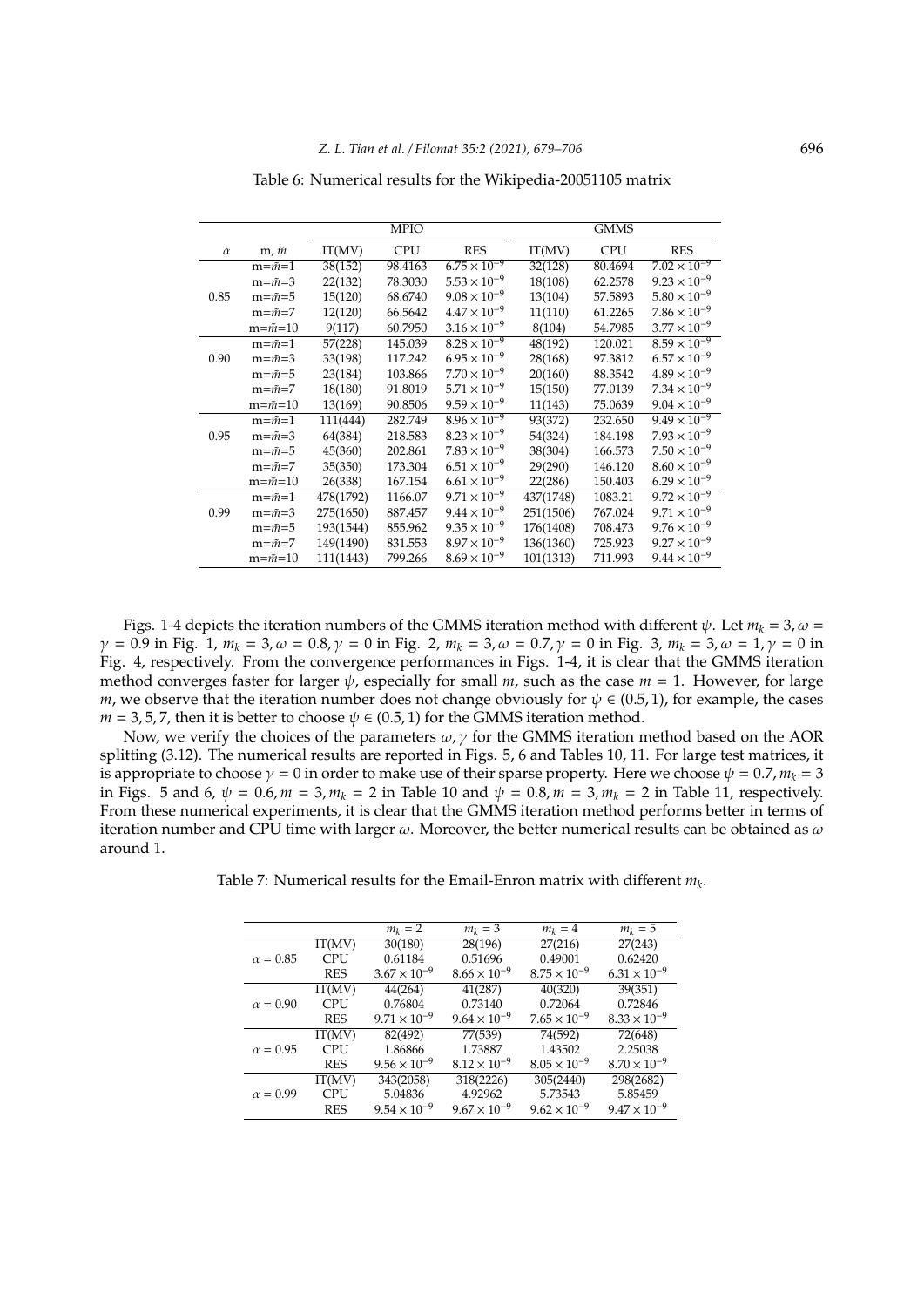Table 6: Numerical results for the Wikipedia-20051105 matrix

| | | MPIO | | | GMMS | | |
|---|---|---|---|---|---|---|---|
| $\alpha$ | m, $\bar{m}$ | IT(MV) | CPU | RES | IT(MV) | CPU | RES |
| 0.85 | m=$\bar{m}$=1 | 38(152) | 98.4163 | $6.75\times10^{-9}$ | 32(128) | 80.4694 | $7.02\times10^{-9}$ |
| | m=$\bar{m}$=3 | 22(132) | 78.3030 | $5.53\times10^{-9}$ | 18(108) | 62.2578 | $9.23\times10^{-9}$ |
| | m=$\bar{m}$=5 | 15(120) | 68.6740 | $9.08\times10^{-9}$ | 13(104) | 57.5893 | $5.80\times10^{-9}$ |
| | m=$\bar{m}$=7 | 12(120) | 66.5642 | $4.47\times10^{-9}$ | 11(110) | 61.2265 | $7.86\times10^{-9}$ |
| | m=$\bar{m}$=10 | 9(117) | 60.7950 | $3.16\times10^{-9}$ | 8(104) | 54.7985 | $3.77\times10^{-9}$ |
| 0.90 | m=$\bar{m}$=1 | 57(228) | 145.039 | $8.28\times10^{-9}$ | 48(192) | 120.021 | $8.59\times10^{-9}$ |
| | m=$\bar{m}$=3 | 33(198) | 117.242 | $6.95\times10^{-9}$ | 28(168) | 97.3812 | $6.57\times10^{-9}$ |
| | m=$\bar{m}$=5 | 23(184) | 103.866 | $7.70\times10^{-9}$ | 20(160) | 88.3542 | $4.89\times10^{-9}$ |
| | m=$\bar{m}$=7 | 18(180) | 91.8019 | $5.71\times10^{-9}$ | 15(150) | 77.0139 | $7.34\times10^{-9}$ |
| | m=$\bar{m}$=10 | 13(169) | 90.8506 | $9.59\times10^{-9}$ | 11(143) | 75.0639 | $9.04\times10^{-9}$ |
| 0.95 | m=$\bar{m}$=1 | 111(444) | 282.749 | $8.96\times10^{-9}$ | 93(372) | 232.650 | $9.49\times10^{-9}$ |
| | m=$\bar{m}$=3 | 64(384) | 218.583 | $8.23\times10^{-9}$ | 54(324) | 184.198 | $7.93\times10^{-9}$ |
| | m=$\bar{m}$=5 | 45(360) | 202.861 | $7.83\times10^{-9}$ | 38(304) | 166.573 | $7.50\times10^{-9}$ |
| | m=$\bar{m}$=7 | 35(350) | 173.304 | $6.51\times10^{-9}$ | 29(290) | 146.120 | $8.60\times10^{-9}$ |
| | m=$\bar{m}$=10 | 26(338) | 167.154 | $6.61\times10^{-9}$ | 22(286) | 150.403 | $6.29\times10^{-9}$ |
| 0.99 | m=$\bar{m}$=1 | 478(1792) | 1166.07 | $9.71\times10^{-9}$ | 437(1748) | 1083.21 | $9.72\times10^{-9}$ |
| | m=$\bar{m}$=3 | 275(1650) | 887.457 | $9.44\times10^{-9}$ | 251(1506) | 767.024 | $9.71\times10^{-9}$ |
| | m=$\bar{m}$=5 | 193(1544) | 855.962 | $9.35\times10^{-9}$ | 176(1408) | 708.473 | $9.76\times10^{-9}$ |
| | m=$\bar{m}$=7 | 149(1490) | 831.553 | $8.97\times10^{-9}$ | 136(1360) | 725.923 | $9.27\times10^{-9}$ |
| | m=$\bar{m}$=10 | 111(1443) | 799.266 | $8.69\times10^{-9}$ | 101(1313) | 711.993 | $9.44\times10^{-9}$ |

Figs. 1-4 depicts the iteration numbers of the GMMS iteration method with different $\psi$. Let $m_k = 3, \omega = \gamma = 0.9$ in Fig. 1, $m_k = 3, \omega = 0.8, \gamma = 0$ in Fig. 2, $m_k = 3, \omega = 0.7, \gamma = 0$ in Fig. 3, $m_k = 3, \omega = 1, \gamma = 0$ in Fig. 4, respectively. From the convergence performances in Figs. 1-4, it is clear that the GMMS iteration method converges faster for larger $\psi$, especially for small $m$, such as the case $m = 1$. However, for large $m$, we observe that the iteration number does not change obviously for $\psi \in (0.5, 1)$, for example, the cases $m = 3, 5, 7$, then it is better to choose $\psi \in (0.5, 1)$ for the GMMS iteration method.

Now, we verify the choices of the parameters $\omega, \gamma$ for the GMMS iteration method based on the AOR splitting (3.12). The numerical results are reported in Figs. 5, 6 and Tables 10, 11. For large test matrices, it is appropriate to choose $\gamma = 0$ in order to make use of their sparse property. Here we choose $\psi = 0.7, m_k = 3$ in Figs. 5 and 6, $\psi = 0.6, m = 3, m_k = 2$ in Table 10 and $\psi = 0.8, m = 3, m_k = 2$ in Table 11, respectively. From these numerical experiments, it is clear that the GMMS iteration method performs better in terms of iteration number and CPU time with larger $\omega$. Moreover, the better numerical results can be obtained as $\omega$ around 1.

Table 7: Numerical results for the Email-Enron matrix with different $m_k$.

| | | $m_k = 2$ | $m_k = 3$ | $m_k = 4$ | $m_k = 5$ |
|---|---|---|---|---|---|
| $\alpha = 0.85$ | IT(MV) | 30(180) | 28(196) | 27(216) | 27(243) |
| | CPU | 0.61184 | 0.51696 | 0.49001 | 0.62420 |
| | RES | $3.67\times10^{-9}$ | $8.66\times10^{-9}$ | $8.75\times10^{-9}$ | $6.31\times10^{-9}$ |
| $\alpha = 0.90$ | IT(MV) | 44(264) | 41(287) | 40(320) | 39(351) |
| | CPU | 0.76804 | 0.73140 | 0.72064 | 0.72846 |
| | RES | $9.71\times10^{-9}$ | $9.64\times10^{-9}$ | $7.65\times10^{-9}$ | $8.33\times10^{-9}$ |
| $\alpha = 0.95$ | IT(MV) | 82(492) | 77(539) | 74(592) | 72(648) |
| | CPU | 1.86866 | 1.73887 | 1.43502 | 2.25038 |
| | RES | $9.56\times10^{-9}$ | $8.12\times10^{-9}$ | $8.05\times10^{-9}$ | $8.70\times10^{-9}$ |
| $\alpha = 0.99$ | IT(MV) | 343(2058) | 318(2226) | 305(2440) | 298(2682) |
| | CPU | 5.04836 | 4.92962 | 5.73543 | 5.85459 |
| | RES | $9.54\times10^{-9}$ | $9.67\times10^{-9}$ | $9.62\times10^{-9}$ | $9.47\times10^{-9}$ |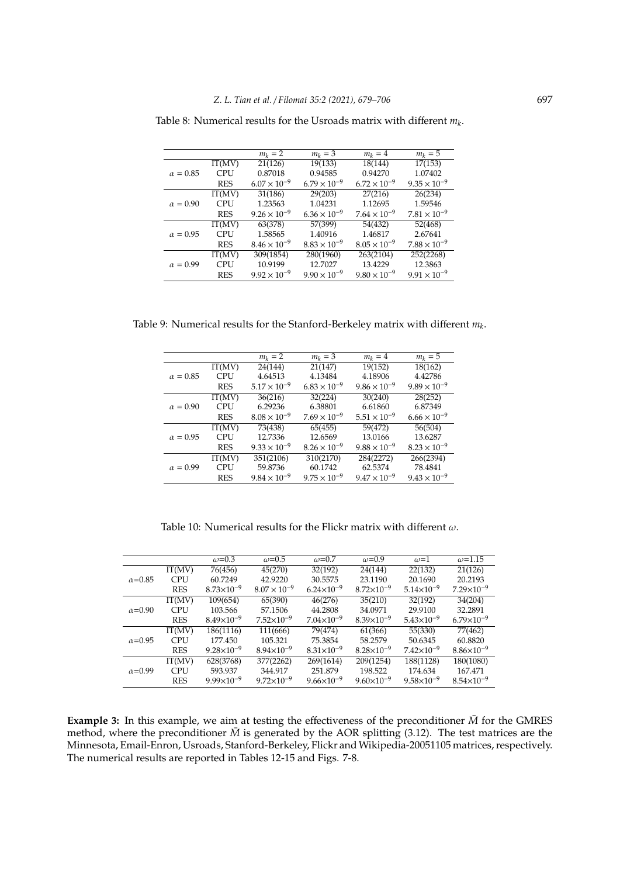Table 8: Numerical results for the Usroads matrix with different $m_k$.

| | | $m_k = 2$ | $m_k = 3$ | $m_k = 4$ | $m_k = 5$ |
|---|---|---|---|---|---|
| $\alpha = 0.85$ | IT(MV) | 21(126) | 19(133) | 18(144) | 17(153) |
| | CPU | 0.87018 | 0.94585 | 0.94270 | 1.07402 |
| | RES | $6.07 \times 10^{-9}$ | $6.79 \times 10^{-9}$ | $6.72 \times 10^{-9}$ | $9.35 \times 10^{-9}$ |
| $\alpha = 0.90$ | IT(MV) | 31(186) | 29(203) | 27(216) | 26(234) |
| | CPU | 1.23563 | 1.04231 | 1.12695 | 1.59546 |
| | RES | $9.26 \times 10^{-9}$ | $6.36 \times 10^{-9}$ | $7.64 \times 10^{-9}$ | $7.81 \times 10^{-9}$ |
| $\alpha = 0.95$ | IT(MV) | 63(378) | 57(399) | 54(432) | 52(468) |
| | CPU | 1.58565 | 1.40916 | 1.46817 | 2.67641 |
| | RES | $8.46 \times 10^{-9}$ | $8.83 \times 10^{-9}$ | $8.05 \times 10^{-9}$ | $7.88 \times 10^{-9}$ |
| $\alpha = 0.99$ | IT(MV) | 309(1854) | 280(1960) | 263(2104) | 252(2268) |
| | CPU | 10.9199 | 12.7027 | 13.4229 | 12.3863 |
| | RES | $9.92 \times 10^{-9}$ | $9.90 \times 10^{-9}$ | $9.80 \times 10^{-9}$ | $9.91 \times 10^{-9}$ |

Table 9: Numerical results for the Stanford-Berkeley matrix with different $m_k$.

| | | $m_k = 2$ | $m_k = 3$ | $m_k = 4$ | $m_k = 5$ |
|---|---|---|---|---|---|
| $\alpha = 0.85$ | IT(MV) | 24(144) | 21(147) | 19(152) | 18(162) |
| | CPU | 4.64513 | 4.13484 | 4.18906 | 4.42786 |
| | RES | $5.17 \times 10^{-9}$ | $6.83 \times 10^{-9}$ | $9.86 \times 10^{-9}$ | $9.89 \times 10^{-9}$ |
| $\alpha = 0.90$ | IT(MV) | 36(216) | 32(224) | 30(240) | 28(252) |
| | CPU | 6.29236 | 6.38801 | 6.61860 | 6.87349 |
| | RES | $8.08 \times 10^{-9}$ | $7.69 \times 10^{-9}$ | $5.51 \times 10^{-9}$ | $6.66 \times 10^{-9}$ |
| $\alpha = 0.95$ | IT(MV) | 73(438) | 65(455) | 59(472) | 56(504) |
| | CPU | 12.7336 | 12.6569 | 13.0166 | 13.6287 |
| | RES | $9.33 \times 10^{-9}$ | $8.26 \times 10^{-9}$ | $9.88 \times 10^{-9}$ | $8.23 \times 10^{-9}$ |
| $\alpha = 0.99$ | IT(MV) | 351(2106) | 310(2170) | 284(2272) | 266(2394) |
| | CPU | 59.8736 | 60.1742 | 62.5374 | 78.4841 |
| | RES | $9.84 \times 10^{-9}$ | $9.75 \times 10^{-9}$ | $9.47 \times 10^{-9}$ | $9.43 \times 10^{-9}$ |

Table 10: Numerical results for the Flickr matrix with different $\omega$.

| | | $\omega$=0.3 | $\omega$=0.5 | $\omega$=0.7 | $\omega$=0.9 | $\omega$=1 | $\omega$=1.15 |
|---|---|---|---|---|---|---|---|
| $\alpha$=0.85 | IT(MV) | 76(456) | 45(270) | 32(192) | 24(144) | 22(132) | 21(126) |
| | CPU | 60.7249 | 42.9220 | 30.5575 | 23.1190 | 20.1690 | 20.2193 |
| | RES | $8.73\times10^{-9}$ | $8.07 \times 10^{-9}$ | $6.24\times10^{-9}$ | $8.72\times10^{-9}$ | $5.14\times10^{-9}$ | $7.29\times10^{-9}$ |
| $\alpha$=0.90 | IT(MV) | 109(654) | 65(390) | 46(276) | 35(210) | 32(192) | 34(204) |
| | CPU | 103.566 | 57.1506 | 44.2808 | 34.0971 | 29.9100 | 32.2891 |
| | RES | $8.49\times10^{-9}$ | $7.52\times10^{-9}$ | $7.04\times10^{-9}$ | $8.39\times10^{-9}$ | $5.43\times10^{-9}$ | $6.79\times10^{-9}$ |
| $\alpha$=0.95 | IT(MV) | 186(1116) | 111(666) | 79(474) | 61(366) | 55(330) | 77(462) |
| | CPU | 177.450 | 105.321 | 75.3854 | 58.2579 | 50.6345 | 60.8820 |
| | RES | $9.28\times10^{-9}$ | $8.94\times10^{-9}$ | $8.31\times10^{-9}$ | $8.28\times10^{-9}$ | $7.42\times10^{-9}$ | $8.86\times10^{-9}$ |
| $\alpha$=0.99 | IT(MV) | 628(3768) | 377(2262) | 269(1614) | 209(1254) | 188(1128) | 180(1080) |
| | CPU | 593.937 | 344.917 | 251.879 | 198.522 | 174.634 | 167.471 |
| | RES | $9.99\times10^{-9}$ | $9.72\times10^{-9}$ | $9.66\times10^{-9}$ | $9.60\times10^{-9}$ | $9.58\times10^{-9}$ | $8.54\times10^{-9}$ |

**Example 3:** In this example, we aim at testing the effectiveness of the preconditioner $\bar{M}$ for the GMRES method, where the preconditioner $\bar{M}$ is generated by the AOR splitting (3.12). The test matrices are the Minnesota, Email-Enron, Usroads, Stanford-Berkeley, Flickr and Wikipedia-20051105 matrices, respectively. The numerical results are reported in Tables 12-15 and Figs. 7-8.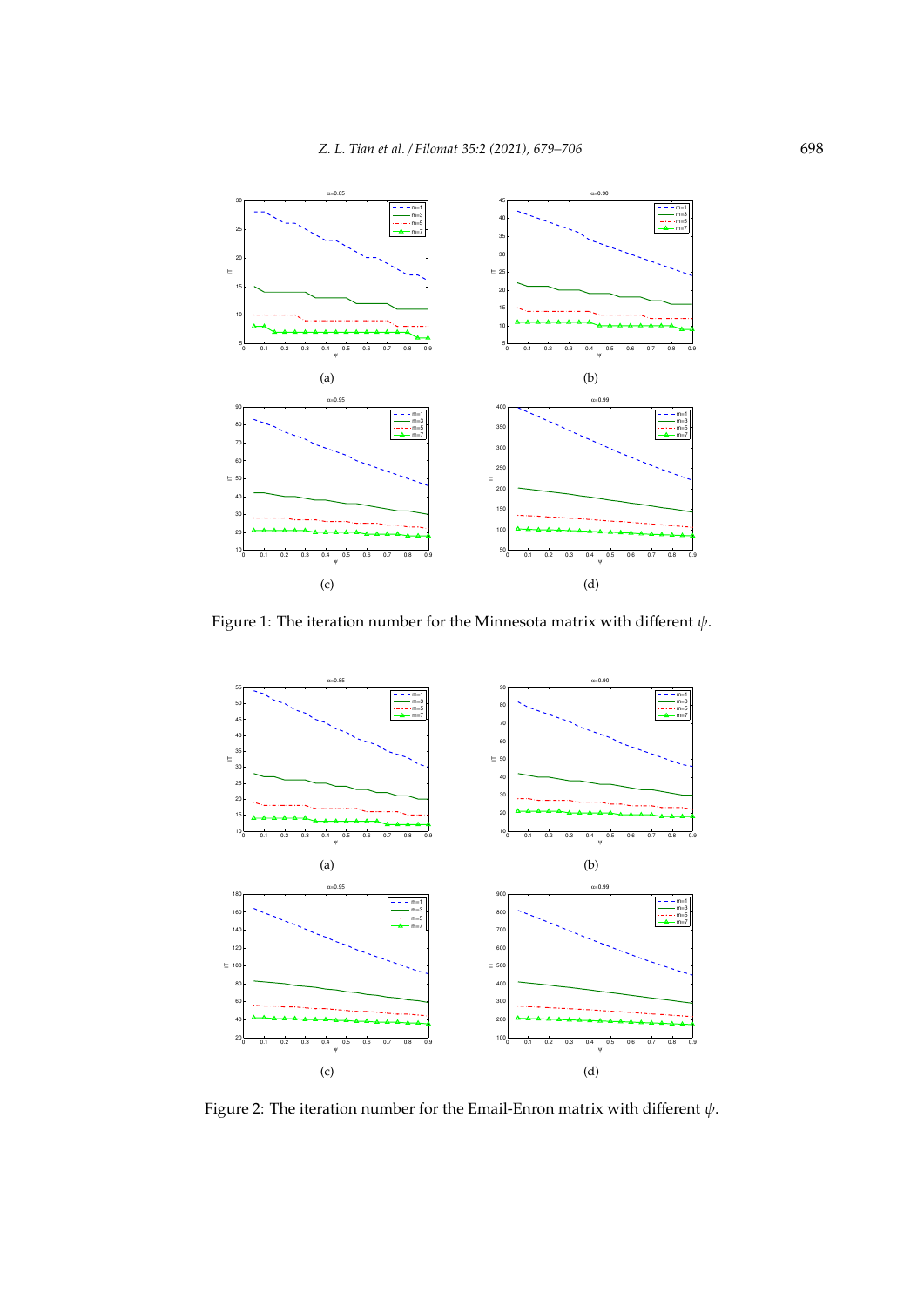(a)

(b)

(c)

(d)

Figure 1: The iteration number for the Minnesota matrix with different $\psi$.

(a)

(b)

(c)

(d)

Figure 2: The iteration number for the Email-Enron matrix with different $\psi$.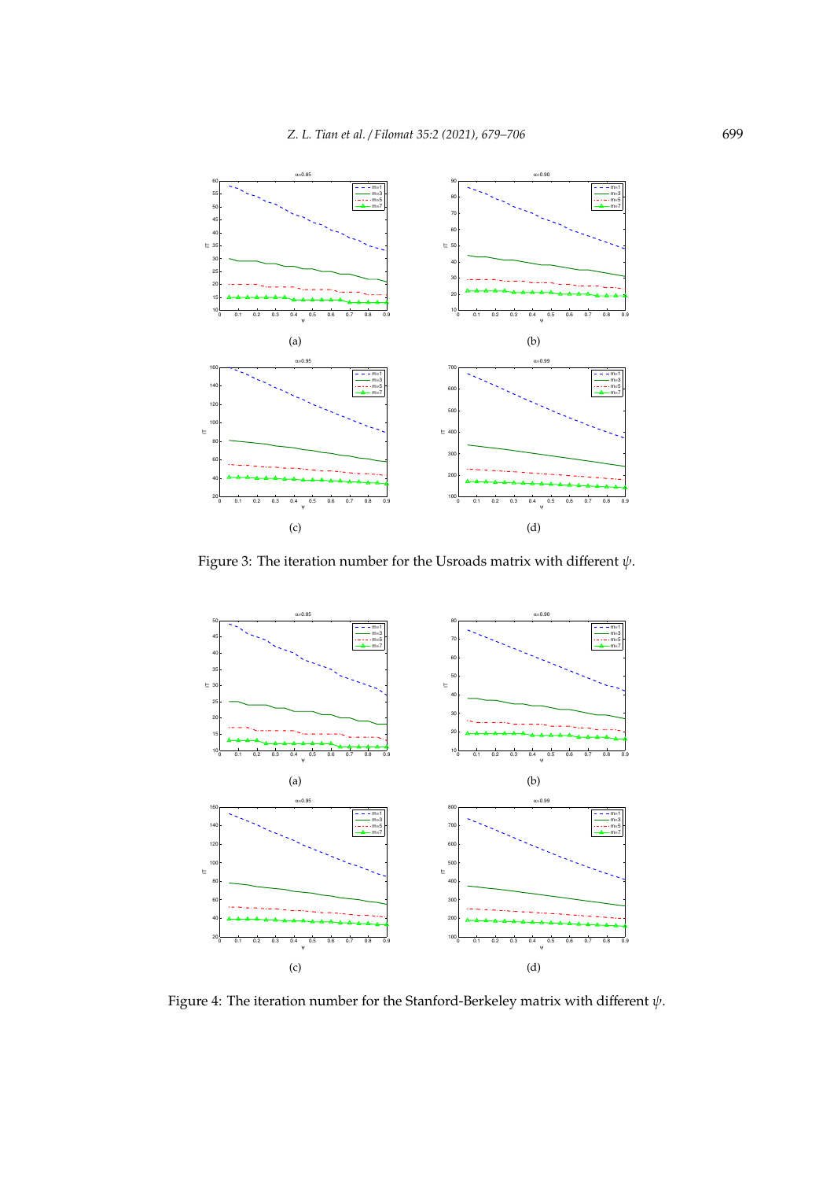Figure 3: The iteration number for the Usroads matrix with different $\psi$.

Figure 4: The iteration number for the Stanford-Berkeley matrix with different $\psi$.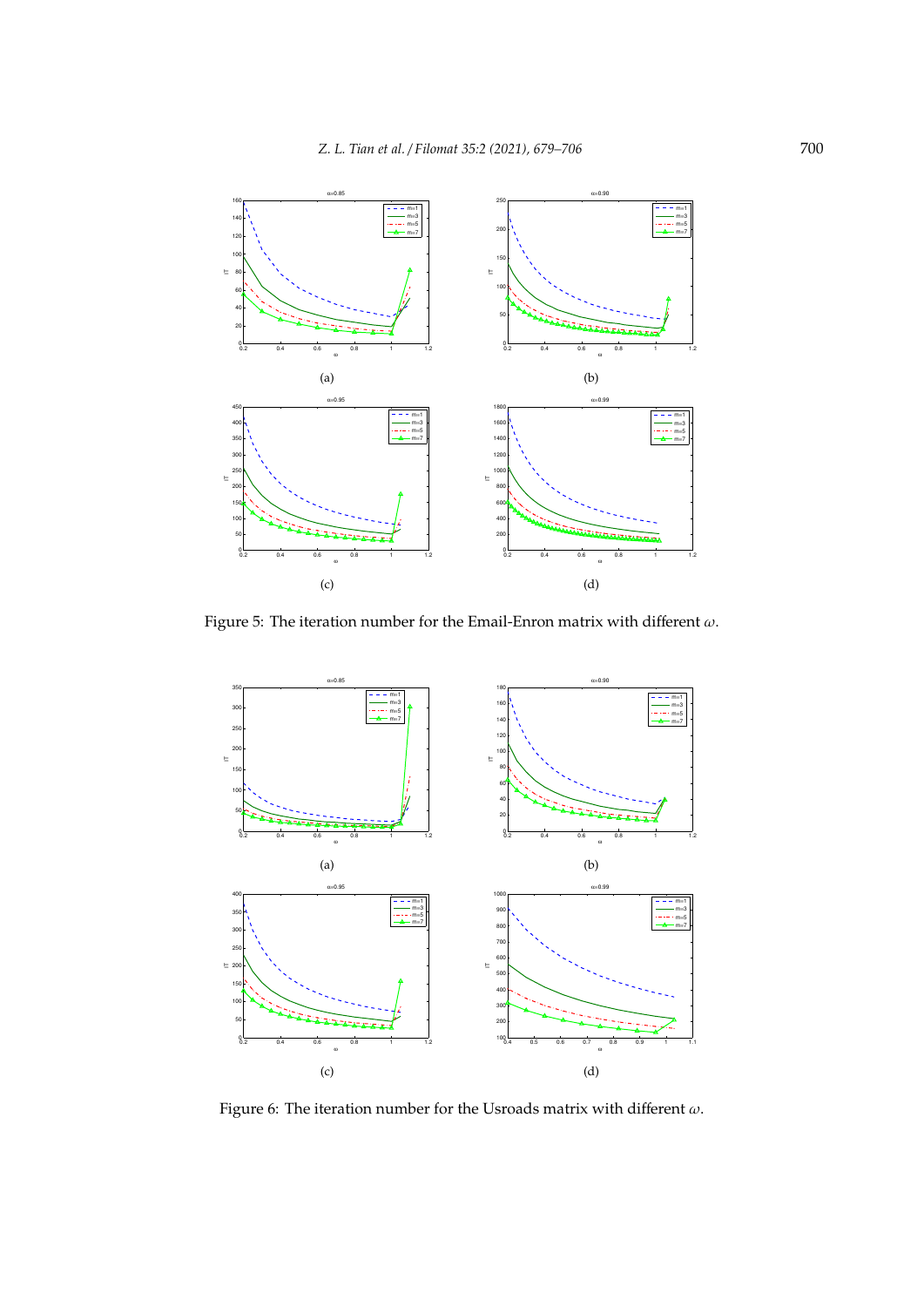(a)

(b)

(c)

(d)

Figure 5: The iteration number for the Email-Enron matrix with different $\omega$.

(a)

(b)

(c)

(d)

Figure 6: The iteration number for the Usroads matrix with different $\omega$.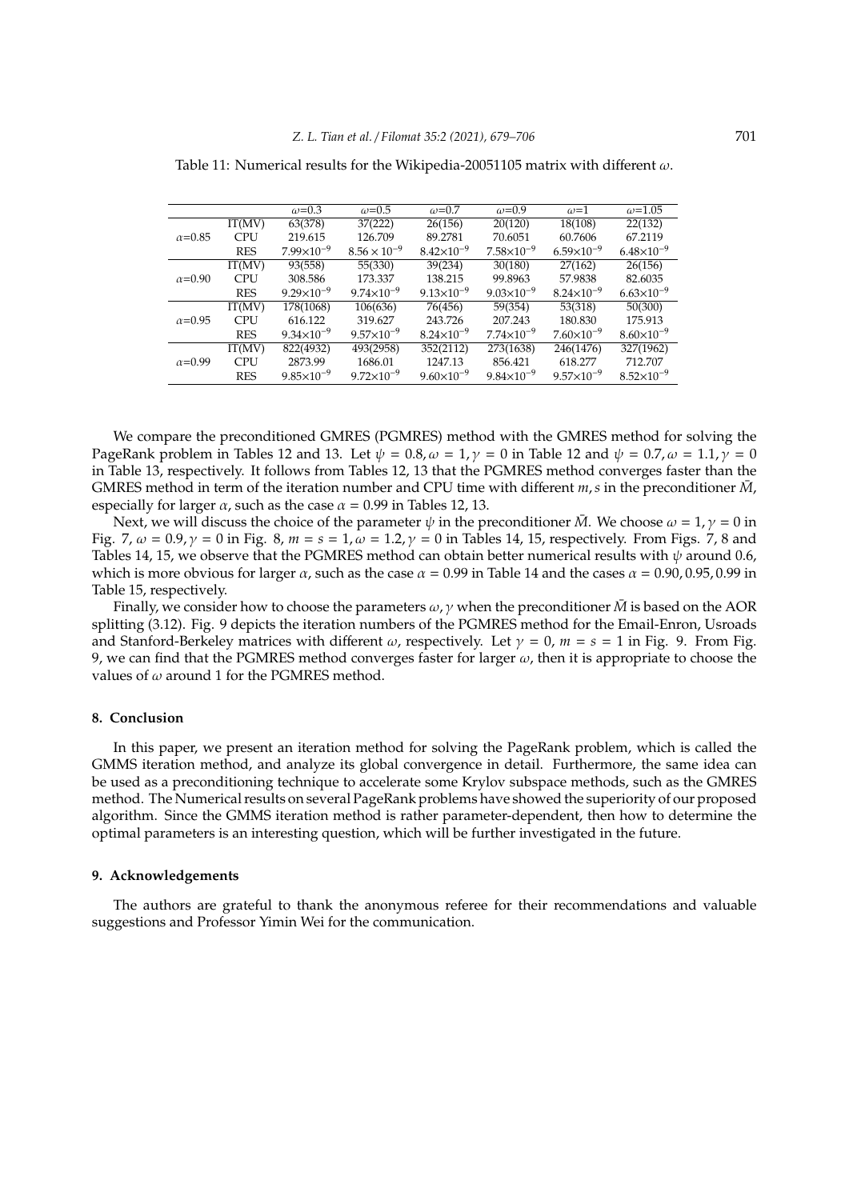Table 11: Numerical results for the Wikipedia-20051105 matrix with different $\omega$.

| | | $\omega$=0.3 | $\omega$=0.5 | $\omega$=0.7 | $\omega$=0.9 | $\omega$=1 | $\omega$=1.05 |
|---|---|---|---|---|---|---|---|
| $\alpha$=0.85 | IT(MV) | 63(378) | 37(222) | 26(156) | 20(120) | 18(108) | 22(132) |
| | CPU | 219.615 | 126.709 | 89.2781 | 70.6051 | 60.7606 | 67.2119 |
| | RES | $7.99\times10^{-9}$ | $8.56\times10^{-9}$ | $8.42\times10^{-9}$ | $7.58\times10^{-9}$ | $6.59\times10^{-9}$ | $6.48\times10^{-9}$ |
| $\alpha$=0.90 | IT(MV) | 93(558) | 55(330) | 39(234) | 30(180) | 27(162) | 26(156) |
| | CPU | 308.586 | 173.337 | 138.215 | 99.8963 | 57.9838 | 82.6035 |
| | RES | $9.29\times10^{-9}$ | $9.74\times10^{-9}$ | $9.13\times10^{-9}$ | $9.03\times10^{-9}$ | $8.24\times10^{-9}$ | $6.63\times10^{-9}$ |
| $\alpha$=0.95 | IT(MV) | 178(1068) | 106(636) | 76(456) | 59(354) | 53(318) | 50(300) |
| | CPU | 616.122 | 319.627 | 243.726 | 207.243 | 180.830 | 175.913 |
| | RES | $9.34\times10^{-9}$ | $9.57\times10^{-9}$ | $8.24\times10^{-9}$ | $7.74\times10^{-9}$ | $7.60\times10^{-9}$ | $8.60\times10^{-9}$ |
| $\alpha$=0.99 | IT(MV) | 822(4932) | 493(2958) | 352(2112) | 273(1638) | 246(1476) | 327(1962) |
| | CPU | 2873.99 | 1686.01 | 1247.13 | 856.421 | 618.277 | 712.707 |
| | RES | $9.85\times10^{-9}$ | $9.72\times10^{-9}$ | $9.60\times10^{-9}$ | $9.84\times10^{-9}$ | $9.57\times10^{-9}$ | $8.52\times10^{-9}$ |

We compare the preconditioned GMRES (PGMRES) method with the GMRES method for solving the PageRank problem in Tables 12 and 13. Let $\psi = 0.8, \omega = 1, \gamma = 0$ in Table 12 and $\psi = 0.7, \omega = 1.1, \gamma = 0$ in Table 13, respectively. It follows from Tables 12, 13 that the PGMRES method converges faster than the GMRES method in term of the iteration number and CPU time with different $m, s$ in the preconditioner $\bar{M}$, especially for larger $\alpha$, such as the case $\alpha = 0.99$ in Tables 12, 13.

Next, we will discuss the choice of the parameter $\psi$ in the preconditioner $\bar{M}$. We choose $\omega = 1, \gamma = 0$ in Fig. 7, $\omega = 0.9, \gamma = 0$ in Fig. 8, $m = s = 1, \omega = 1.2, \gamma = 0$ in Tables 14, 15, respectively. From Figs. 7, 8 and Tables 14, 15, we observe that the PGMRES method can obtain better numerical results with $\psi$ around 0.6, which is more obvious for larger $\alpha$, such as the case $\alpha = 0.99$ in Table 14 and the cases $\alpha = 0.90, 0.95, 0.99$ in Table 15, respectively.

Finally, we consider how to choose the parameters $\omega, \gamma$ when the preconditioner $\bar{M}$ is based on the AOR splitting (3.12). Fig. 9 depicts the iteration numbers of the PGMRES method for the Email-Enron, Usroads and Stanford-Berkeley matrices with different $\omega$, respectively. Let $\gamma = 0$, $m = s = 1$ in Fig. 9. From Fig. 9, we can find that the PGMRES method converges faster for larger $\omega$, then it is appropriate to choose the values of $\omega$ around 1 for the PGMRES method.

## 8. Conclusion

In this paper, we present an iteration method for solving the PageRank problem, which is called the GMMS iteration method, and analyze its global convergence in detail. Furthermore, the same idea can be used as a preconditioning technique to accelerate some Krylov subspace methods, such as the GMRES method. The Numerical results on several PageRank problems have showed the superiority of our proposed algorithm. Since the GMMS iteration method is rather parameter-dependent, then how to determine the optimal parameters is an interesting question, which will be further investigated in the future.

## 9. Acknowledgements

The authors are grateful to thank the anonymous referee for their recommendations and valuable suggestions and Professor Yimin Wei for the communication.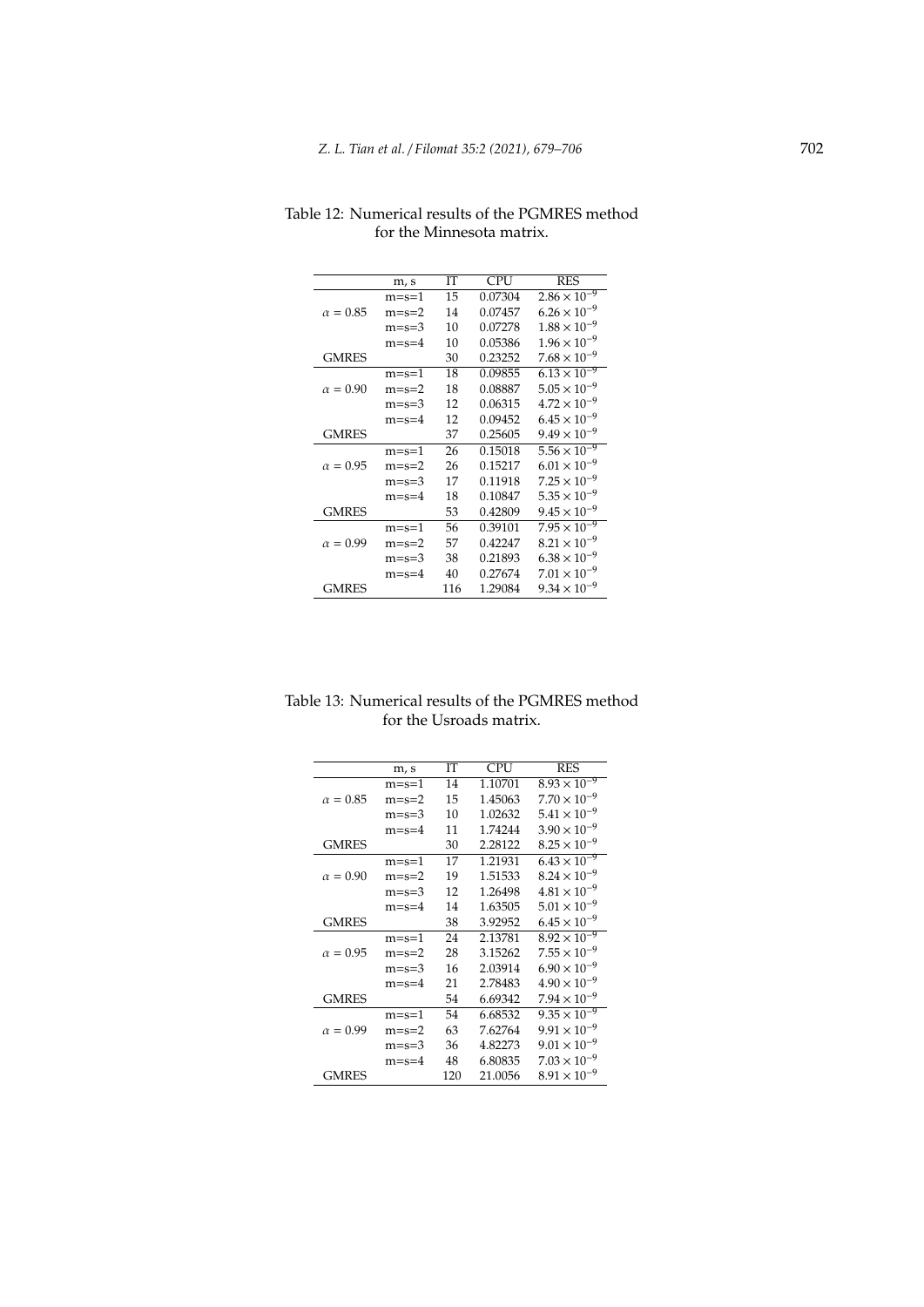Table 12: Numerical results of the PGMRES method for the Minnesota matrix.

| | m, s | IT | CPU | RES |
|---|---|---|---|---|
| | m=s=1 | 15 | 0.07304 | $2.86 \times 10^{-9}$ |
| $\alpha = 0.85$ | m=s=2 | 14 | 0.07457 | $6.26 \times 10^{-9}$ |
| | m=s=3 | 10 | 0.07278 | $1.88 \times 10^{-9}$ |
| | m=s=4 | 10 | 0.05386 | $1.96 \times 10^{-9}$ |
| GMRES | | 30 | 0.23252 | $7.68 \times 10^{-9}$ |
| | m=s=1 | 18 | 0.09855 | $6.13 \times 10^{-9}$ |
| $\alpha = 0.90$ | m=s=2 | 18 | 0.08887 | $5.05 \times 10^{-9}$ |
| | m=s=3 | 12 | 0.06315 | $4.72 \times 10^{-9}$ |
| | m=s=4 | 12 | 0.09452 | $6.45 \times 10^{-9}$ |
| GMRES | | 37 | 0.25605 | $9.49 \times 10^{-9}$ |
| | m=s=1 | 26 | 0.15018 | $5.56 \times 10^{-9}$ |
| $\alpha = 0.95$ | m=s=2 | 26 | 0.15217 | $6.01 \times 10^{-9}$ |
| | m=s=3 | 17 | 0.11918 | $7.25 \times 10^{-9}$ |
| | m=s=4 | 18 | 0.10847 | $5.35 \times 10^{-9}$ |
| GMRES | | 53 | 0.42809 | $9.45 \times 10^{-9}$ |
| | m=s=1 | 56 | 0.39101 | $7.95 \times 10^{-9}$ |
| $\alpha = 0.99$ | m=s=2 | 57 | 0.42247 | $8.21 \times 10^{-9}$ |
| | m=s=3 | 38 | 0.21893 | $6.38 \times 10^{-9}$ |
| | m=s=4 | 40 | 0.27674 | $7.01 \times 10^{-9}$ |
| GMRES | | 116 | 1.29084 | $9.34 \times 10^{-9}$ |

Table 13: Numerical results of the PGMRES method for the Usroads matrix.

| | m, s | IT | CPU | RES |
|---|---|---|---|---|
| | m=s=1 | 14 | 1.10701 | $8.93 \times 10^{-9}$ |
| $\alpha = 0.85$ | m=s=2 | 15 | 1.45063 | $7.70 \times 10^{-9}$ |
| | m=s=3 | 10 | 1.02632 | $5.41 \times 10^{-9}$ |
| | m=s=4 | 11 | 1.74244 | $3.90 \times 10^{-9}$ |
| GMRES | | 30 | 2.28122 | $8.25 \times 10^{-9}$ |
| | m=s=1 | 17 | 1.21931 | $6.43 \times 10^{-9}$ |
| $\alpha = 0.90$ | m=s=2 | 19 | 1.51533 | $8.24 \times 10^{-9}$ |
| | m=s=3 | 12 | 1.26498 | $4.81 \times 10^{-9}$ |
| | m=s=4 | 14 | 1.63505 | $5.01 \times 10^{-9}$ |
| GMRES | | 38 | 3.92952 | $6.45 \times 10^{-9}$ |
| | m=s=1 | 24 | 2.13781 | $8.92 \times 10^{-9}$ |
| $\alpha = 0.95$ | m=s=2 | 28 | 3.15262 | $7.55 \times 10^{-9}$ |
| | m=s=3 | 16 | 2.03914 | $6.90 \times 10^{-9}$ |
| | m=s=4 | 21 | 2.78483 | $4.90 \times 10^{-9}$ |
| GMRES | | 54 | 6.69342 | $7.94 \times 10^{-9}$ |
| | m=s=1 | 54 | 6.68532 | $9.35 \times 10^{-9}$ |
| $\alpha = 0.99$ | m=s=2 | 63 | 7.62764 | $9.91 \times 10^{-9}$ |
| | m=s=3 | 36 | 4.82273 | $9.01 \times 10^{-9}$ |
| | m=s=4 | 48 | 6.80835 | $7.03 \times 10^{-9}$ |
| GMRES | | 120 | 21.0056 | $8.91 \times 10^{-9}$ |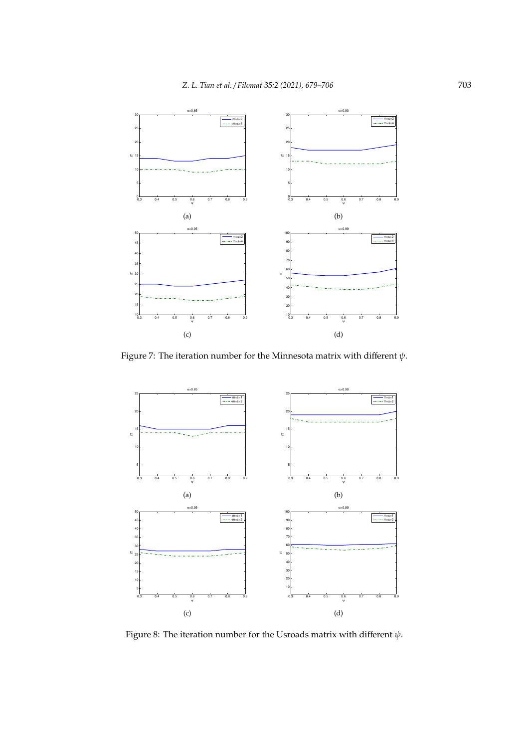Figure 7: The iteration number for the Minnesota matrix with different $\psi$.

Figure 8: The iteration number for the Usroads matrix with different $\psi$.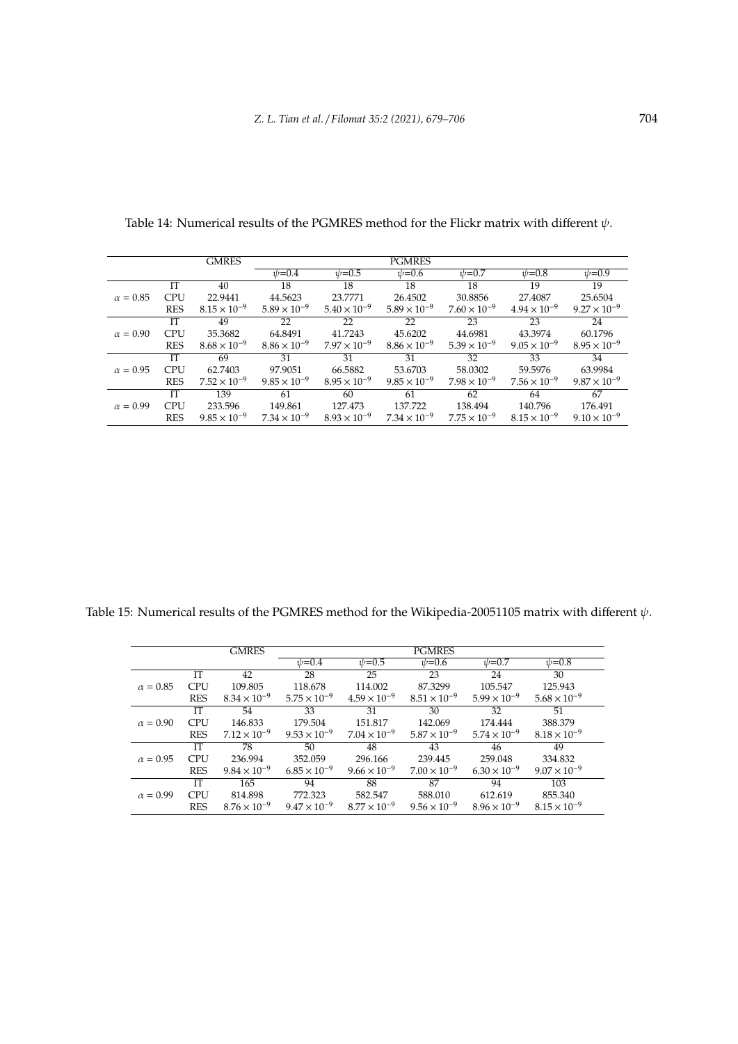Table 14: Numerical results of the PGMRES method for the Flickr matrix with different $\psi$.

| | | GMRES | PGMRES | | | | | |
|---|---|---|---|---|---|---|---|---|
| | | | $\psi$=0.4 | $\psi$=0.5 | $\psi$=0.6 | $\psi$=0.7 | $\psi$=0.8 | $\psi$=0.9 |
| $\alpha = 0.85$ | IT | 40 | 18 | 18 | 18 | 18 | 19 | 19 |
| | CPU | 22.9441 | 44.5623 | 23.7771 | 26.4502 | 30.8856 | 27.4087 | 25.6504 |
| | RES | $8.15 \times 10^{-9}$ | $5.89 \times 10^{-9}$ | $5.40 \times 10^{-9}$ | $5.89 \times 10^{-9}$ | $7.60 \times 10^{-9}$ | $4.94 \times 10^{-9}$ | $9.27 \times 10^{-9}$ |
| $\alpha = 0.90$ | IT | 49 | 22 | 22 | 22 | 23 | 23 | 24 |
| | CPU | 35.3682 | 64.8491 | 41.7243 | 45.6202 | 44.6981 | 43.3974 | 60.1796 |
| | RES | $8.68 \times 10^{-9}$ | $8.86 \times 10^{-9}$ | $7.97 \times 10^{-9}$ | $8.86 \times 10^{-9}$ | $5.39 \times 10^{-9}$ | $9.05 \times 10^{-9}$ | $8.95 \times 10^{-9}$ |
| $\alpha = 0.95$ | IT | 69 | 31 | 31 | 31 | 32 | 33 | 34 |
| | CPU | 62.7403 | 97.9051 | 66.5882 | 53.6703 | 58.0302 | 59.5976 | 63.9984 |
| | RES | $7.52 \times 10^{-9}$ | $9.85 \times 10^{-9}$ | $8.95 \times 10^{-9}$ | $9.85 \times 10^{-9}$ | $7.98 \times 10^{-9}$ | $7.56 \times 10^{-9}$ | $9.87 \times 10^{-9}$ |
| $\alpha = 0.99$ | IT | 139 | 61 | 60 | 61 | 62 | 64 | 67 |
| | CPU | 233.596 | 149.861 | 127.473 | 137.722 | 138.494 | 140.796 | 176.491 |
| | RES | $9.85 \times 10^{-9}$ | $7.34 \times 10^{-9}$ | $8.93 \times 10^{-9}$ | $7.34 \times 10^{-9}$ | $7.75 \times 10^{-9}$ | $8.15 \times 10^{-9}$ | $9.10 \times 10^{-9}$ |

Table 15: Numerical results of the PGMRES method for the Wikipedia-20051105 matrix with different $\psi$.

| | | GMRES | PGMRES | | | | |
|---|---|---|---|---|---|---|---|
| | | | $\psi$=0.4 | $\psi$=0.5 | $\psi$=0.6 | $\psi$=0.7 | $\psi$=0.8 |
| $\alpha = 0.85$ | IT | 42 | 28 | 25 | 23 | 24 | 30 |
| | CPU | 109.805 | 118.678 | 114.002 | 87.3299 | 105.547 | 125.943 |
| | RES | $8.34 \times 10^{-9}$ | $5.75 \times 10^{-9}$ | $4.59 \times 10^{-9}$ | $8.51 \times 10^{-9}$ | $5.99 \times 10^{-9}$ | $5.68 \times 10^{-9}$ |
| $\alpha = 0.90$ | IT | 54 | 33 | 31 | 30 | 32 | 51 |
| | CPU | 146.833 | 179.504 | 151.817 | 142.069 | 174.444 | 388.379 |
| | RES | $7.12 \times 10^{-9}$ | $9.53 \times 10^{-9}$ | $7.04 \times 10^{-9}$ | $5.87 \times 10^{-9}$ | $5.74 \times 10^{-9}$ | $8.18 \times 10^{-9}$ |
| $\alpha = 0.95$ | IT | 78 | 50 | 48 | 43 | 46 | 49 |
| | CPU | 236.994 | 352.059 | 296.166 | 239.445 | 259.048 | 334.832 |
| | RES | $9.84 \times 10^{-9}$ | $6.85 \times 10^{-9}$ | $9.66 \times 10^{-9}$ | $7.00 \times 10^{-9}$ | $6.30 \times 10^{-9}$ | $9.07 \times 10^{-9}$ |
| $\alpha = 0.99$ | IT | 165 | 94 | 88 | 87 | 94 | 103 |
| | CPU | 814.898 | 772.323 | 582.547 | 588.010 | 612.619 | 855.340 |
| | RES | $8.76 \times 10^{-9}$ | $9.47 \times 10^{-9}$ | $8.77 \times 10^{-9}$ | $9.56 \times 10^{-9}$ | $8.96 \times 10^{-9}$ | $8.15 \times 10^{-9}$ |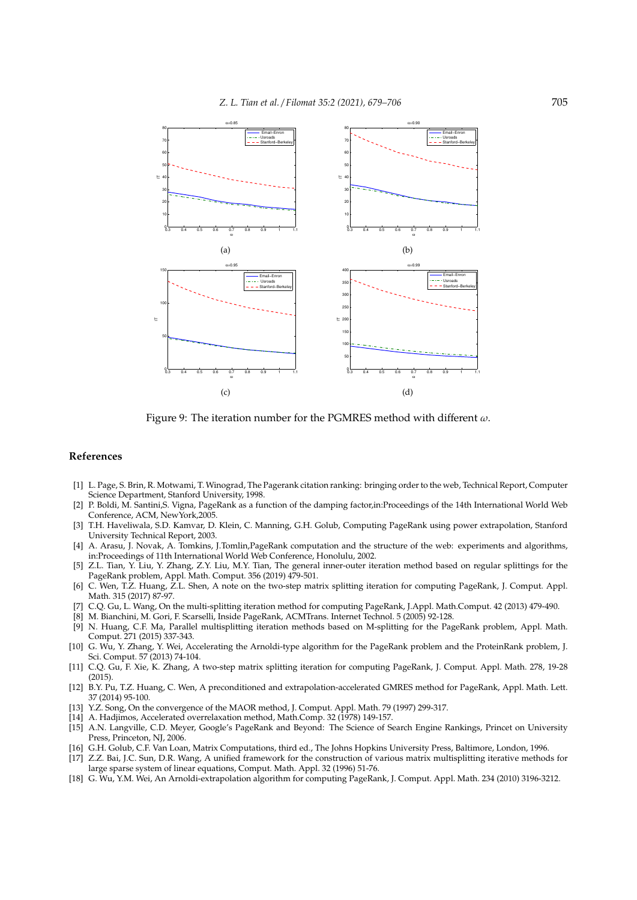Figure 9: The iteration number for the PGMRES method with different $\omega$.

## References

[1] L. Page, S. Brin, R. Motwami, T. Winograd, The Pagerank citation ranking: bringing order to the web, Technical Report, Computer Science Department, Stanford University, 1998.

[2] P. Boldi, M. Santini,S. Vigna, PageRank as a function of the damping factor,in:Proceedings of the 14th International World Web Conference, ACM, NewYork,2005.

[3] T.H. Haveliwala, S.D. Kamvar, D. Klein, C. Manning, G.H. Golub, Computing PageRank using power extrapolation, Stanford University Technical Report, 2003.

[4] A. Arasu, J. Novak, A. Tomkins, J.Tomlin,PageRank computation and the structure of the web: experiments and algorithms, in:Proceedings of 11th International World Web Conference, Honolulu, 2002.

[5] Z.L. Tian, Y. Liu, Y. Zhang, Z.Y. Liu, M.Y. Tian, The general inner-outer iteration method based on regular splittings for the PageRank problem, Appl. Math. Comput. 356 (2019) 479-501.

[6] C. Wen, T.Z. Huang, Z.L. Shen, A note on the two-step matrix splitting iteration for computing PageRank, J. Comput. Appl. Math. 315 (2017) 87-97.

[7] C.Q. Gu, L. Wang, On the multi-splitting iteration method for computing PageRank, J.Appl. Math.Comput. 42 (2013) 479-490.

[8] M. Bianchini, M. Gori, F. Scarselli, Inside PageRank, ACMTrans. Internet Technol. 5 (2005) 92-128.

[9] N. Huang, C.F. Ma, Parallel multisplitting iteration methods based on M-splitting for the PageRank problem, Appl. Math. Comput. 271 (2015) 337-343.

[10] G. Wu, Y. Zhang, Y. Wei, Accelerating the Arnoldi-type algorithm for the PageRank problem and the ProteinRank problem, J. Sci. Comput. 57 (2013) 74-104.

[11] C.Q. Gu, F. Xie, K. Zhang, A two-step matrix splitting iteration for computing PageRank, J. Comput. Appl. Math. 278, 19-28 (2015).

[12] B.Y. Pu, T.Z. Huang, C. Wen, A preconditioned and extrapolation-accelerated GMRES method for PageRank, Appl. Math. Lett. 37 (2014) 95-100.

[13] Y.Z. Song, On the convergence of the MAOR method, J. Comput. Appl. Math. 79 (1997) 299-317.

[14] A. Hadjimos, Accelerated overrelaxation method, Math.Comp. 32 (1978) 149-157.

[15] A.N. Langville, C.D. Meyer, Google's PageRank and Beyond: The Science of Search Engine Rankings, Princet on University Press, Princeton, NJ, 2006.

[16] G.H. Golub, C.F. Van Loan, Matrix Computations, third ed., The Johns Hopkins University Press, Baltimore, London, 1996.

[17] Z.Z. Bai, J.C. Sun, D.R. Wang, A unified framework for the construction of various matrix multisplitting iterative methods for large sparse system of linear equations, Comput. Math. Appl. 32 (1996) 51-76.

[18] G. Wu, Y.M. Wei, An Arnoldi-extrapolation algorithm for computing PageRank, J. Comput. Appl. Math. 234 (2010) 3196-3212.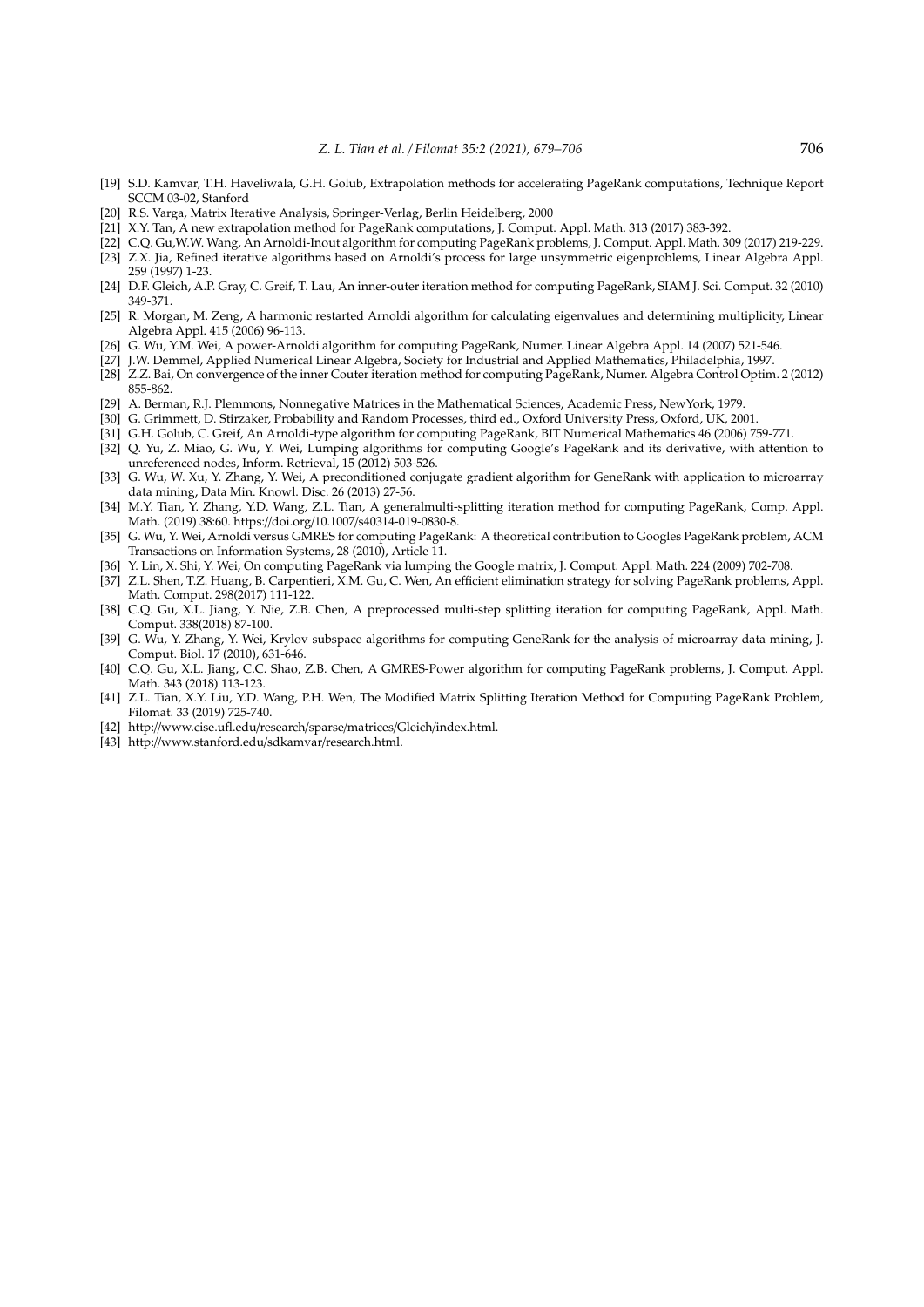[19] S.D. Kamvar, T.H. Haveliwala, G.H. Golub, Extrapolation methods for accelerating PageRank computations, Technique Report SCCM 03-02, Stanford

[20] R.S. Varga, Matrix Iterative Analysis, Springer-Verlag, Berlin Heidelberg, 2000

[21] X.Y. Tan, A new extrapolation method for PageRank computations, J. Comput. Appl. Math. 313 (2017) 383-392.

[22] C.Q. Gu,W.W. Wang, An Arnoldi-Inout algorithm for computing PageRank problems, J. Comput. Appl. Math. 309 (2017) 219-229.

[23] Z.X. Jia, Refined iterative algorithms based on Arnoldi's process for large unsymmetric eigenproblems, Linear Algebra Appl. 259 (1997) 1-23.

[24] D.F. Gleich, A.P. Gray, C. Greif, T. Lau, An inner-outer iteration method for computing PageRank, SIAM J. Sci. Comput. 32 (2010) 349-371.

[25] R. Morgan, M. Zeng, A harmonic restarted Arnoldi algorithm for calculating eigenvalues and determining multiplicity, Linear Algebra Appl. 415 (2006) 96-113.

[26] G. Wu, Y.M. Wei, A power-Arnoldi algorithm for computing PageRank, Numer. Linear Algebra Appl. 14 (2007) 521-546.

[27] J.W. Demmel, Applied Numerical Linear Algebra, Society for Industrial and Applied Mathematics, Philadelphia, 1997.

[28] Z.Z. Bai, On convergence of the inner Couter iteration method for computing PageRank, Numer. Algebra Control Optim. 2 (2012) 855-862.

[29] A. Berman, R.J. Plemmons, Nonnegative Matrices in the Mathematical Sciences, Academic Press, NewYork, 1979.

[30] G. Grimmett, D. Stirzaker, Probability and Random Processes, third ed., Oxford University Press, Oxford, UK, 2001.

[31] G.H. Golub, C. Greif, An Arnoldi-type algorithm for computing PageRank, BIT Numerical Mathematics 46 (2006) 759-771.

[32] Q. Yu, Z. Miao, G. Wu, Y. Wei, Lumping algorithms for computing Google's PageRank and its derivative, with attention to unreferenced nodes, Inform. Retrieval, 15 (2012) 503-526.

[33] G. Wu, W. Xu, Y. Zhang, Y. Wei, A preconditioned conjugate gradient algorithm for GeneRank with application to microarray data mining, Data Min. Knowl. Disc. 26 (2013) 27-56.

[34] M.Y. Tian, Y. Zhang, Y.D. Wang, Z.L. Tian, A generalmulti-splitting iteration method for computing PageRank, Comp. Appl. Math. (2019) 38:60. https://doi.org/10.1007/s40314-019-0830-8.

[35] G. Wu, Y. Wei, Arnoldi versus GMRES for computing PageRank: A theoretical contribution to Googles PageRank problem, ACM Transactions on Information Systems, 28 (2010), Article 11.

[36] Y. Lin, X. Shi, Y. Wei, On computing PageRank via lumping the Google matrix, J. Comput. Appl. Math. 224 (2009) 702-708.

[37] Z.L. Shen, T.Z. Huang, B. Carpentieri, X.M. Gu, C. Wen, An efficient elimination strategy for solving PageRank problems, Appl. Math. Comput. 298(2017) 111-122.

[38] C.Q. Gu, X.L. Jiang, Y. Nie, Z.B. Chen, A preprocessed multi-step splitting iteration for computing PageRank, Appl. Math. Comput. 338(2018) 87-100.

[39] G. Wu, Y. Zhang, Y. Wei, Krylov subspace algorithms for computing GeneRank for the analysis of microarray data mining, J. Comput. Biol. 17 (2010), 631-646.

[40] C.Q. Gu, X.L. Jiang, C.C. Shao, Z.B. Chen, A GMRES-Power algorithm for computing PageRank problems, J. Comput. Appl. Math. 343 (2018) 113-123.

[41] Z.L. Tian, X.Y. Liu, Y.D. Wang, P.H. Wen, The Modified Matrix Splitting Iteration Method for Computing PageRank Problem, Filomat. 33 (2019) 725-740.

[42] http://www.cise.ufl.edu/research/sparse/matrices/Gleich/index.html.

[43] http://www.stanford.edu/sdkamvar/research.html.